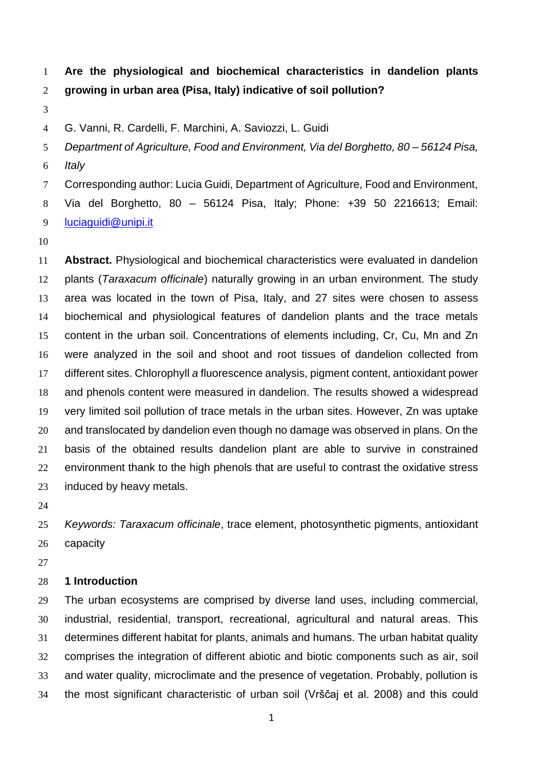# Are the physiological and biochemical characteristics in dandelion plants growing in urban area (Pisa, Italy) indicative of soil pollution?

G. Vanni, R. Cardelli, F. Marchini, A. Saviozzi, L. Guidi

*Department of Agriculture, Food and Environment, Via del Borghetto, 80 – 56124 Pisa, Italy*

Corresponding author: Lucia Guidi, Department of Agriculture, Food and Environment, Via del Borghetto, 80 – 56124 Pisa, Italy; Phone: +39 50 2216613; Email: luciaguidi@unipi.it

**Abstract.** Physiological and biochemical characteristics were evaluated in dandelion plants (*Taraxacum officinale*) naturally growing in an urban environment. The study area was located in the town of Pisa, Italy, and 27 sites were chosen to assess biochemical and physiological features of dandelion plants and the trace metals content in the urban soil. Concentrations of elements including, Cr, Cu, Mn and Zn were analyzed in the soil and shoot and root tissues of dandelion collected from different sites. Chlorophyll *a* fluorescence analysis, pigment content, antioxidant power and phenols content were measured in dandelion. The results showed a widespread very limited soil pollution of trace metals in the urban sites. However, Zn was uptake and translocated by dandelion even though no damage was observed in plans. On the basis of the obtained results dandelion plant are able to survive in constrained environment thank to the high phenols that are useful to contrast the oxidative stress induced by heavy metals.

*Keywords: Taraxacum officinale*, trace element, photosynthetic pigments, antioxidant capacity

## 1 Introduction

The urban ecosystems are comprised by diverse land uses, including commercial, industrial, residential, transport, recreational, agricultural and natural areas. This determines different habitat for plants, animals and humans. The urban habitat quality comprises the integration of different abiotic and biotic components such as air, soil and water quality, microclimate and the presence of vegetation. Probably, pollution is the most significant characteristic of urban soil (Vrščaj et al. 2008) and this could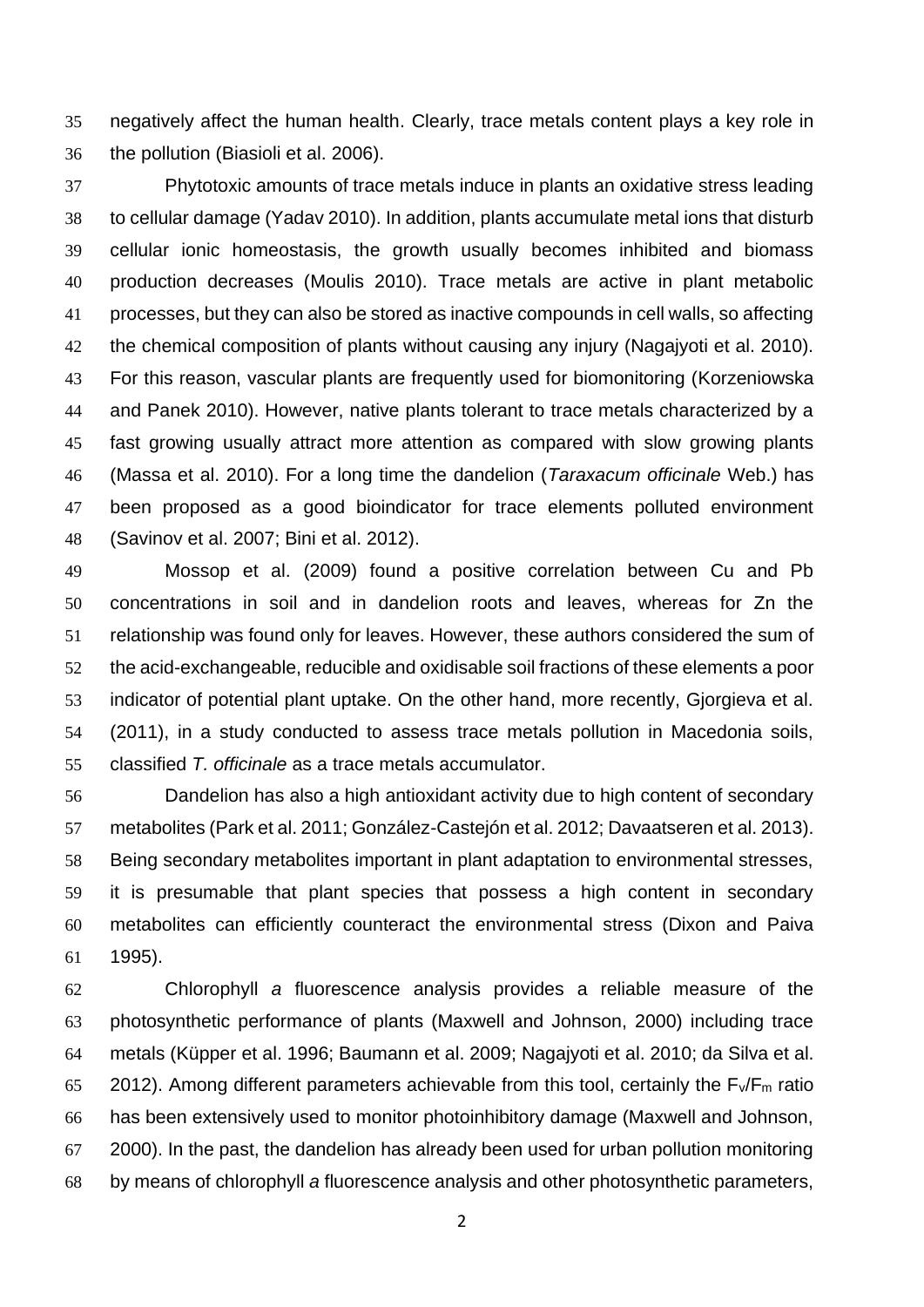negatively affect the human health. Clearly, trace metals content plays a key role in the pollution (Biasioli et al. 2006).

Phytotoxic amounts of trace metals induce in plants an oxidative stress leading to cellular damage (Yadav 2010). In addition, plants accumulate metal ions that disturb cellular ionic homeostasis, the growth usually becomes inhibited and biomass production decreases (Moulis 2010). Trace metals are active in plant metabolic processes, but they can also be stored as inactive compounds in cell walls, so affecting the chemical composition of plants without causing any injury (Nagajyoti et al. 2010). For this reason, vascular plants are frequently used for biomonitoring (Korzeniowska and Panek 2010). However, native plants tolerant to trace metals characterized by a fast growing usually attract more attention as compared with slow growing plants (Massa et al. 2010). For a long time the dandelion (*Taraxacum officinale* Web.) has been proposed as a good bioindicator for trace elements polluted environment (Savinov et al. 2007; Bini et al. 2012).

Mossop et al. (2009) found a positive correlation between Cu and Pb concentrations in soil and in dandelion roots and leaves, whereas for Zn the relationship was found only for leaves. However, these authors considered the sum of the acid-exchangeable, reducible and oxidisable soil fractions of these elements a poor indicator of potential plant uptake. On the other hand, more recently, Gjorgieva et al. (2011), in a study conducted to assess trace metals pollution in Macedonia soils, classified *T. officinale* as a trace metals accumulator.

Dandelion has also a high antioxidant activity due to high content of secondary metabolites (Park et al. 2011; González-Castejón et al. 2012; Davaatseren et al. 2013). Being secondary metabolites important in plant adaptation to environmental stresses, it is presumable that plant species that possess a high content in secondary metabolites can efficiently counteract the environmental stress (Dixon and Paiva 1995).

Chlorophyll *a* fluorescence analysis provides a reliable measure of the photosynthetic performance of plants (Maxwell and Johnson, 2000) including trace metals (Küpper et al. 1996; Baumann et al. 2009; Nagajyoti et al. 2010; da Silva et al. 2012). Among different parameters achievable from this tool, certainly the $F_v/F_m$ ratio has been extensively used to monitor photoinhibitory damage (Maxwell and Johnson, 2000). In the past, the dandelion has already been used for urban pollution monitoring by means of chlorophyll *a* fluorescence analysis and other photosynthetic parameters,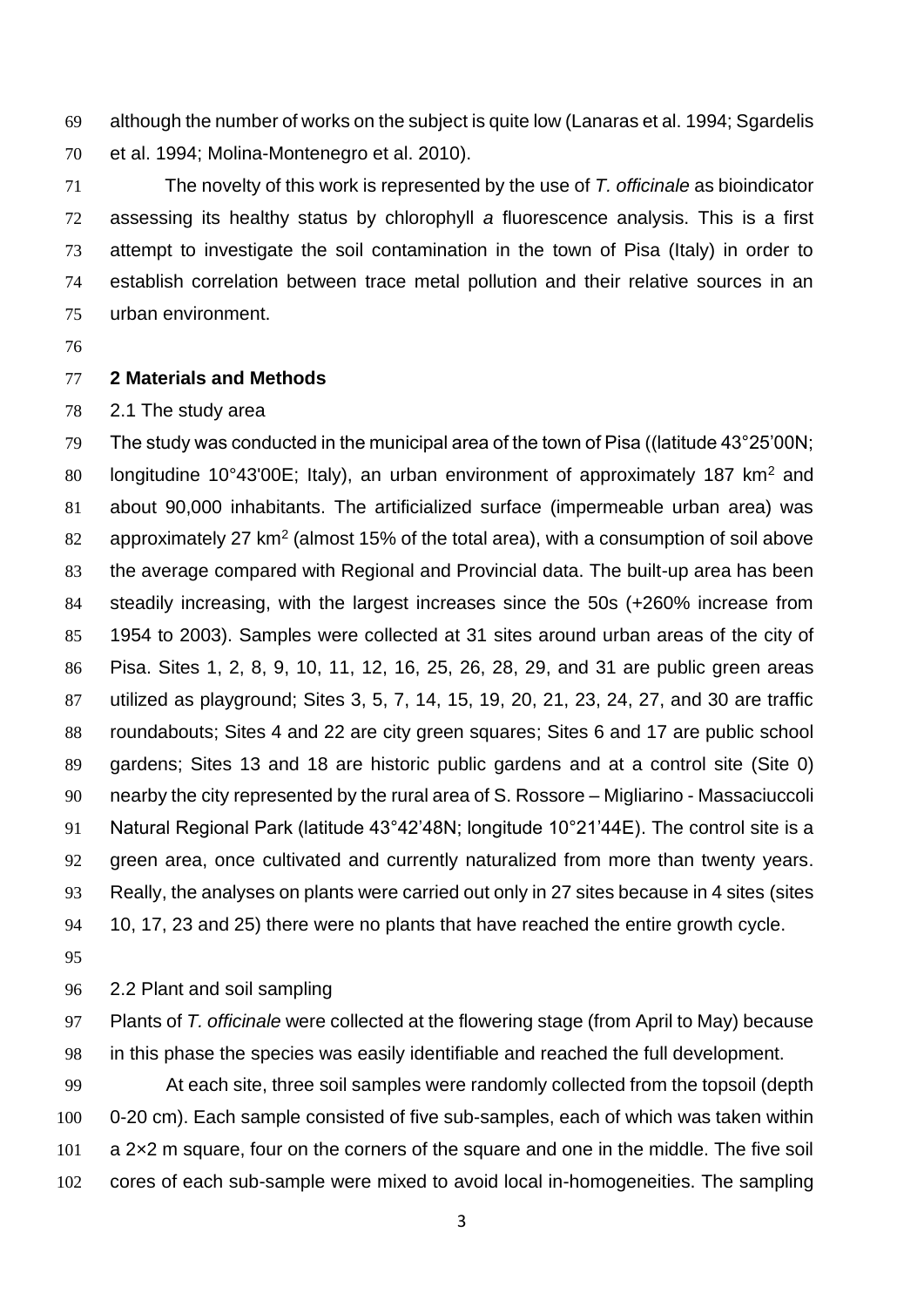although the number of works on the subject is quite low (Lanaras et al. 1994; Sgardelis et al. 1994; Molina-Montenegro et al. 2010).

The novelty of this work is represented by the use of *T. officinale* as bioindicator assessing its healthy status by chlorophyll *a* fluorescence analysis. This is a first attempt to investigate the soil contamination in the town of Pisa (Italy) in order to establish correlation between trace metal pollution and their relative sources in an urban environment.

## 2 Materials and Methods

### 2.1 The study area

The study was conducted in the municipal area of the town of Pisa ((latitude 43°25'00N; longitudine 10°43'00E; Italy), an urban environment of approximately 187 km$^2$ and about 90,000 inhabitants. The artificialized surface (impermeable urban area) was approximately 27 km$^2$ (almost 15% of the total area), with a consumption of soil above the average compared with Regional and Provincial data. The built-up area has been steadily increasing, with the largest increases since the 50s (+260% increase from 1954 to 2003). Samples were collected at 31 sites around urban areas of the city of Pisa. Sites 1, 2, 8, 9, 10, 11, 12, 16, 25, 26, 28, 29, and 31 are public green areas utilized as playground; Sites 3, 5, 7, 14, 15, 19, 20, 21, 23, 24, 27, and 30 are traffic roundabouts; Sites 4 and 22 are city green squares; Sites 6 and 17 are public school gardens; Sites 13 and 18 are historic public gardens and at a control site (Site 0) nearby the city represented by the rural area of S. Rossore – Migliarino - Massaciuccoli Natural Regional Park (latitude 43°42'48N; longitude 10°21'44E). The control site is a green area, once cultivated and currently naturalized from more than twenty years. Really, the analyses on plants were carried out only in 27 sites because in 4 sites (sites 10, 17, 23 and 25) there were no plants that have reached the entire growth cycle.

### 2.2 Plant and soil sampling

Plants of *T. officinale* were collected at the flowering stage (from April to May) because in this phase the species was easily identifiable and reached the full development.

At each site, three soil samples were randomly collected from the topsoil (depth 0-20 cm). Each sample consisted of five sub-samples, each of which was taken within a 2×2 m square, four on the corners of the square and one in the middle. The five soil cores of each sub-sample were mixed to avoid local in-homogeneities. The sampling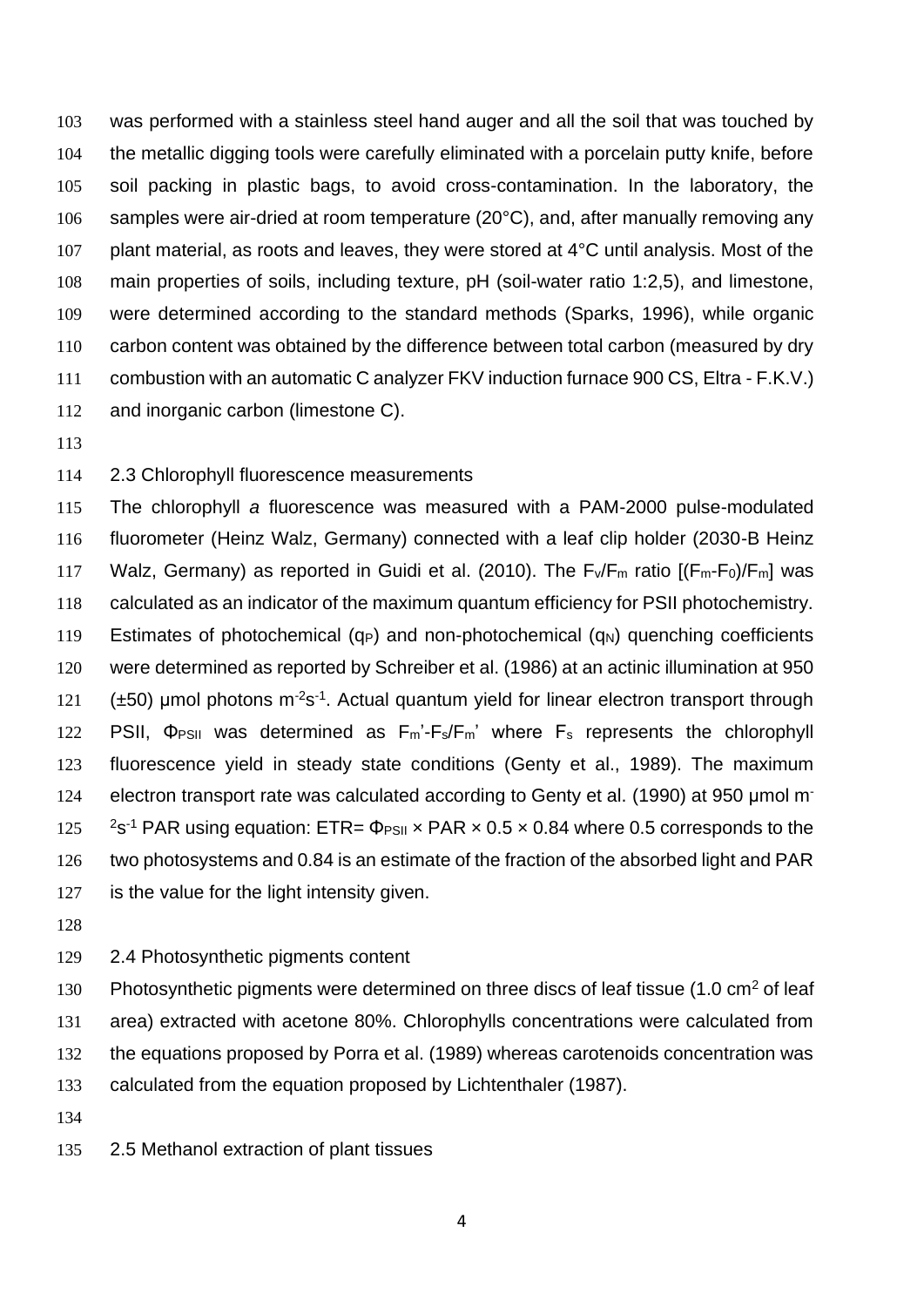was performed with a stainless steel hand auger and all the soil that was touched by the metallic digging tools were carefully eliminated with a porcelain putty knife, before soil packing in plastic bags, to avoid cross-contamination. In the laboratory, the samples were air-dried at room temperature (20°C), and, after manually removing any plant material, as roots and leaves, they were stored at 4°C until analysis. Most of the main properties of soils, including texture, pH (soil-water ratio 1:2,5), and limestone, were determined according to the standard methods (Sparks, 1996), while organic carbon content was obtained by the difference between total carbon (measured by dry combustion with an automatic C analyzer FKV induction furnace 900 CS, Eltra - F.K.V.) and inorganic carbon (limestone C).

## 2.3 Chlorophyll fluorescence measurements

The chlorophyll *a* fluorescence was measured with a PAM-2000 pulse-modulated fluorometer (Heinz Walz, Germany) connected with a leaf clip holder (2030-B Heinz Walz, Germany) as reported in Guidi et al. (2010). The $F_v/F_m$ ratio $[(F_m-F_0)/F_m]$ was calculated as an indicator of the maximum quantum efficiency for PSII photochemistry. Estimates of photochemical ($q_P$) and non-photochemical ($q_N$) quenching coefficients were determined as reported by Schreiber et al. (1986) at an actinic illumination at 950 (±50) μmol photons $m^{-2}s^{-1}$. Actual quantum yield for linear electron transport through PSII, $\Phi_{PSII}$ was determined as $F_m'-F_s/F_m'$ where $F_s$ represents the chlorophyll fluorescence yield in steady state conditions (Genty et al., 1989). The maximum electron transport rate was calculated according to Genty et al. (1990) at 950 μmol $m^{-2}s^{-1}$ PAR using equation: $ETR = \Phi_{PSII} \times PAR \times 0.5 \times 0.84$ where 0.5 corresponds to the two photosystems and 0.84 is an estimate of the fraction of the absorbed light and PAR is the value for the light intensity given.

## 2.4 Photosynthetic pigments content

Photosynthetic pigments were determined on three discs of leaf tissue (1.0 $cm^2$ of leaf area) extracted with acetone 80%. Chlorophylls concentrations were calculated from the equations proposed by Porra et al. (1989) whereas carotenoids concentration was calculated from the equation proposed by Lichtenthaler (1987).

## 2.5 Methanol extraction of plant tissues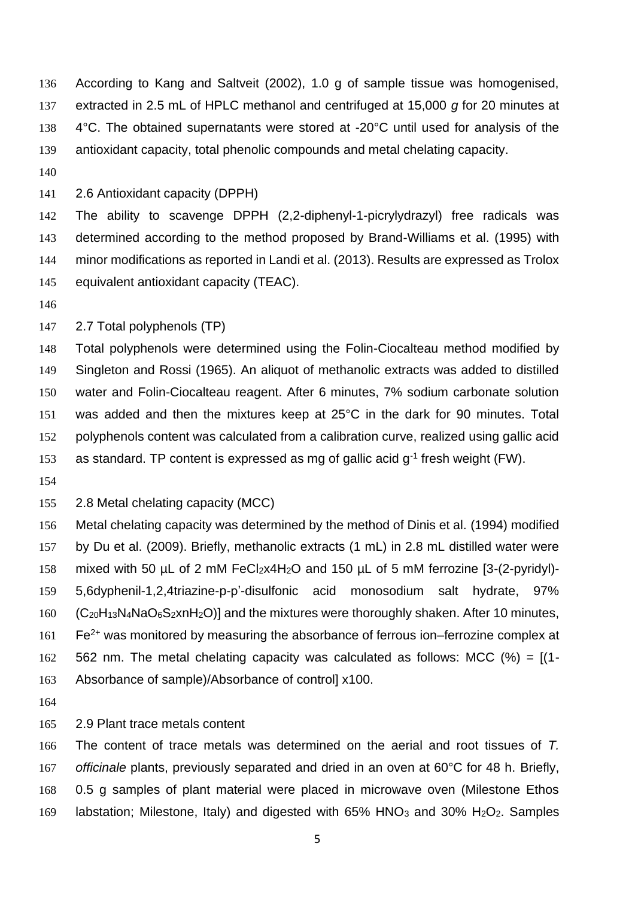According to Kang and Saltveit (2002), 1.0 g of sample tissue was homogenised, extracted in 2.5 mL of HPLC methanol and centrifuged at 15,000 *g* for 20 minutes at 4°C. The obtained supernatants were stored at -20°C until used for analysis of the antioxidant capacity, total phenolic compounds and metal chelating capacity.

## 2.6 Antioxidant capacity (DPPH)

The ability to scavenge DPPH (2,2-diphenyl-1-picrylydrazyl) free radicals was determined according to the method proposed by Brand-Williams et al. (1995) with minor modifications as reported in Landi et al. (2013). Results are expressed as Trolox equivalent antioxidant capacity (TEAC).

## 2.7 Total polyphenols (TP)

Total polyphenols were determined using the Folin-Ciocalteau method modified by Singleton and Rossi (1965). An aliquot of methanolic extracts was added to distilled water and Folin-Ciocalteau reagent. After 6 minutes, 7% sodium carbonate solution was added and then the mixtures keep at 25°C in the dark for 90 minutes. Total polyphenols content was calculated from a calibration curve, realized using gallic acid as standard. TP content is expressed as mg of gallic acid $g^{-1}$ fresh weight (FW).

## 2.8 Metal chelating capacity (MCC)

Metal chelating capacity was determined by the method of Dinis et al. (1994) modified by Du et al. (2009). Briefly, methanolic extracts (1 mL) in 2.8 mL distilled water were mixed with 50 µL of 2 mM $FeCl_2x4H_2O$ and 150 µL of 5 mM ferrozine [3-(2-pyridyl)-5,6dyphenil-1,2,4triazine-p-p'-disulfonic acid monosodium salt hydrate, 97% ($C_{20}H_{13}N_4NaO_6S_2xnH_2O$)] and the mixtures were thoroughly shaken. After 10 minutes, $Fe^{2+}$ was monitored by measuring the absorbance of ferrous ion–ferrozine complex at 562 nm. The metal chelating capacity was calculated as follows: MCC (%) = [(1-Absorbance of sample)/Absorbance of control] x100.

## 2.9 Plant trace metals content

The content of trace metals was determined on the aerial and root tissues of *T. officinale* plants, previously separated and dried in an oven at 60°C for 48 h. Briefly, 0.5 g samples of plant material were placed in microwave oven (Milestone Ethos labstation; Milestone, Italy) and digested with 65% $HNO_3$ and 30% $H_2O_2$. Samples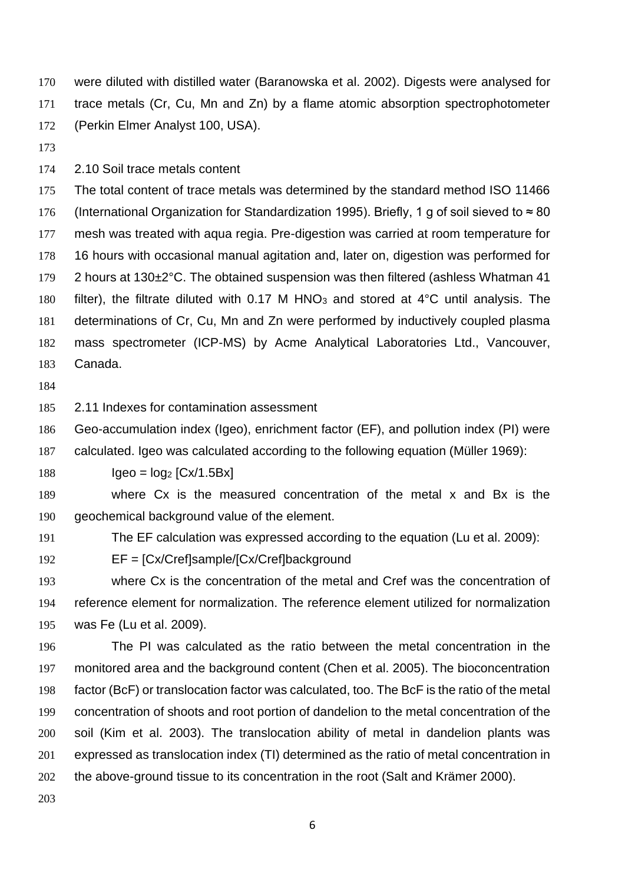were diluted with distilled water (Baranowska et al. 2002). Digests were analysed for trace metals (Cr, Cu, Mn and Zn) by a flame atomic absorption spectrophotometer (Perkin Elmer Analyst 100, USA).

## 2.10 Soil trace metals content

The total content of trace metals was determined by the standard method ISO 11466 (International Organization for Standardization 1995). Briefly, 1 g of soil sieved to ≈ 80 mesh was treated with aqua regia. Pre-digestion was carried at room temperature for 16 hours with occasional manual agitation and, later on, digestion was performed for 2 hours at 130±2°C. The obtained suspension was then filtered (ashless Whatman 41 filter), the filtrate diluted with 0.17 M $HNO_3$ and stored at 4°C until analysis. The determinations of Cr, Cu, Mn and Zn were performed by inductively coupled plasma mass spectrometer (ICP-MS) by Acme Analytical Laboratories Ltd., Vancouver, Canada.

## 2.11 Indexes for contamination assessment

Geo-accumulation index (Igeo), enrichment factor (EF), and pollution index (PI) were calculated. Igeo was calculated according to the following equation (Müller 1969):

$$Igeo = \log_2 [Cx/1.5Bx]$$

where Cx is the measured concentration of the metal x and Bx is the geochemical background value of the element.

The EF calculation was expressed according to the equation (Lu et al. 2009):

$$EF = [Cx/Cref]_{sample}/[Cx/Cref]_{background}$$

where Cx is the concentration of the metal and Cref was the concentration of reference element for normalization. The reference element utilized for normalization was Fe (Lu et al. 2009).

The PI was calculated as the ratio between the metal concentration in the monitored area and the background content (Chen et al. 2005). The bioconcentration factor (BcF) or translocation factor was calculated, too. The BcF is the ratio of the metal concentration of shoots and root portion of dandelion to the metal concentration of the soil (Kim et al. 2003). The translocation ability of metal in dandelion plants was expressed as translocation index (TI) determined as the ratio of metal concentration in the above-ground tissue to its concentration in the root (Salt and Krämer 2000).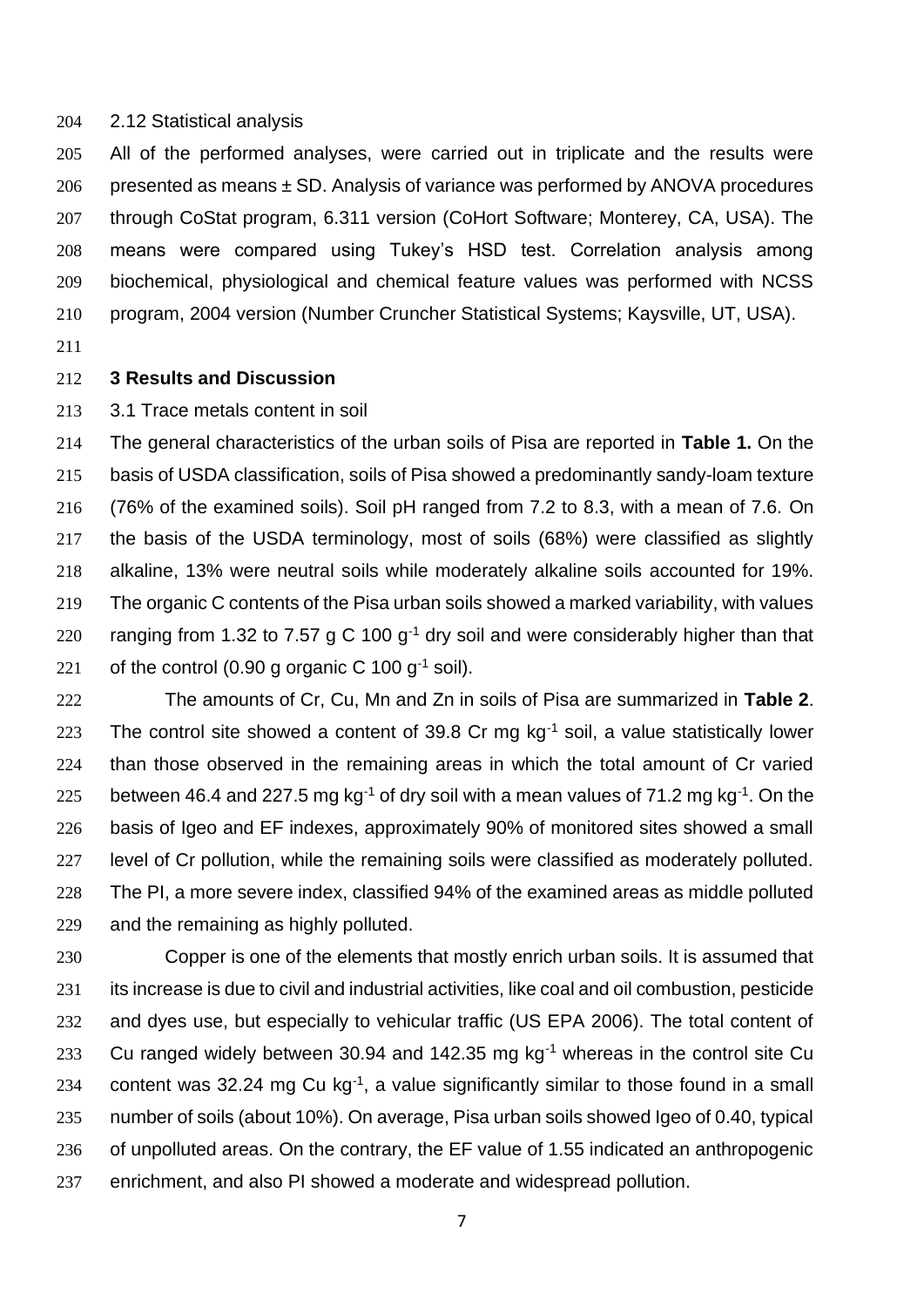2.12 Statistical analysis

All of the performed analyses, were carried out in triplicate and the results were presented as means ± SD. Analysis of variance was performed by ANOVA procedures through CoStat program, 6.311 version (CoHort Software; Monterey, CA, USA). The means were compared using Tukey's HSD test. Correlation analysis among biochemical, physiological and chemical feature values was performed with NCSS program, 2004 version (Number Cruncher Statistical Systems; Kaysville, UT, USA).

## 3 Results and Discussion

3.1 Trace metals content in soil

The general characteristics of the urban soils of Pisa are reported in **Table 1.** On the basis of USDA classification, soils of Pisa showed a predominantly sandy-loam texture (76% of the examined soils). Soil pH ranged from 7.2 to 8.3, with a mean of 7.6. On the basis of the USDA terminology, most of soils (68%) were classified as slightly alkaline, 13% were neutral soils while moderately alkaline soils accounted for 19%. The organic C contents of the Pisa urban soils showed a marked variability, with values ranging from 1.32 to 7.57 g C 100 $g^{-1}$ dry soil and were considerably higher than that of the control (0.90 g organic C 100 $g^{-1}$ soil).

The amounts of Cr, Cu, Mn and Zn in soils of Pisa are summarized in **Table 2**. The control site showed a content of 39.8 Cr mg $kg^{-1}$ soil, a value statistically lower than those observed in the remaining areas in which the total amount of Cr varied between 46.4 and 227.5 mg $kg^{-1}$ of dry soil with a mean values of 71.2 mg $kg^{-1}$. On the basis of Igeo and EF indexes, approximately 90% of monitored sites showed a small level of Cr pollution, while the remaining soils were classified as moderately polluted. The PI, a more severe index, classified 94% of the examined areas as middle polluted and the remaining as highly polluted.

Copper is one of the elements that mostly enrich urban soils. It is assumed that its increase is due to civil and industrial activities, like coal and oil combustion, pesticide and dyes use, but especially to vehicular traffic (US EPA 2006). The total content of Cu ranged widely between 30.94 and 142.35 mg $kg^{-1}$ whereas in the control site Cu content was 32.24 mg Cu $kg^{-1}$, a value significantly similar to those found in a small number of soils (about 10%). On average, Pisa urban soils showed Igeo of 0.40, typical of unpolluted areas. On the contrary, the EF value of 1.55 indicated an anthropogenic enrichment, and also PI showed a moderate and widespread pollution.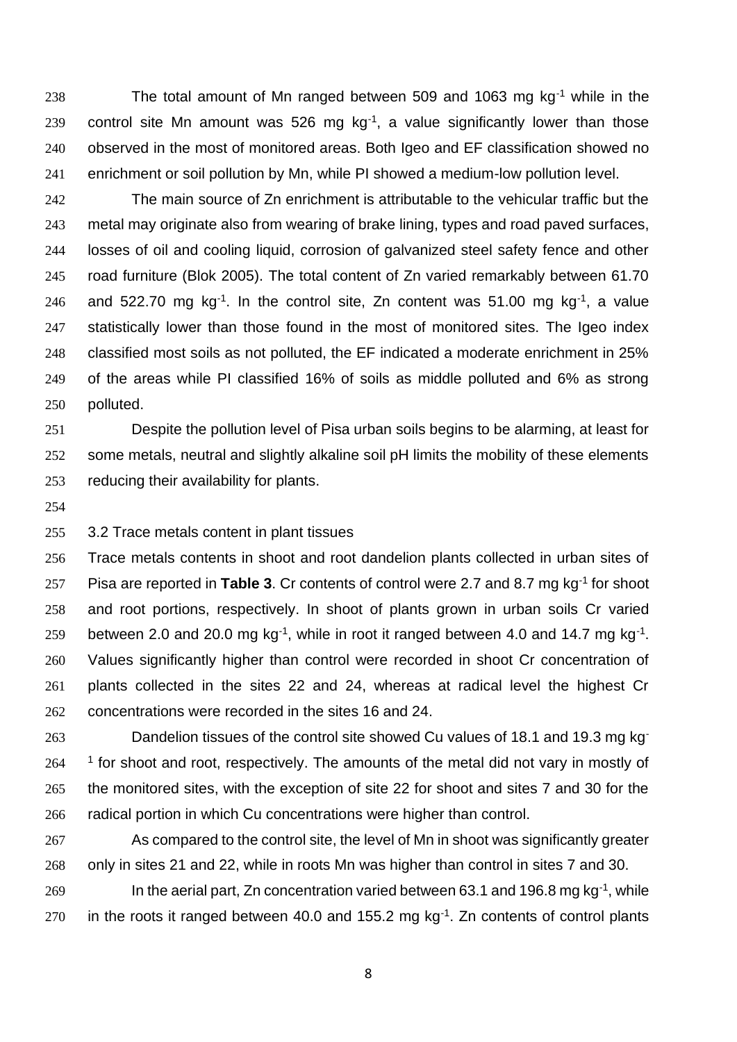The total amount of Mn ranged between 509 and 1063 mg $kg^{-1}$ while in the control site Mn amount was 526 mg $kg^{-1}$, a value significantly lower than those observed in the most of monitored areas. Both Igeo and EF classification showed no enrichment or soil pollution by Mn, while PI showed a medium-low pollution level.

The main source of Zn enrichment is attributable to the vehicular traffic but the metal may originate also from wearing of brake lining, types and road paved surfaces, losses of oil and cooling liquid, corrosion of galvanized steel safety fence and other road furniture (Blok 2005). The total content of Zn varied remarkably between 61.70 and 522.70 mg $kg^{-1}$. In the control site, Zn content was 51.00 mg $kg^{-1}$, a value statistically lower than those found in the most of monitored sites. The Igeo index classified most soils as not polluted, the EF indicated a moderate enrichment in 25% of the areas while PI classified 16% of soils as middle polluted and 6% as strong polluted.

Despite the pollution level of Pisa urban soils begins to be alarming, at least for some metals, neutral and slightly alkaline soil pH limits the mobility of these elements reducing their availability for plants.

3.2 Trace metals content in plant tissues

Trace metals contents in shoot and root dandelion plants collected in urban sites of Pisa are reported in **Table 3**. Cr contents of control were 2.7 and 8.7 mg $kg^{-1}$ for shoot and root portions, respectively. In shoot of plants grown in urban soils Cr varied between 2.0 and 20.0 mg $kg^{-1}$, while in root it ranged between 4.0 and 14.7 mg $kg^{-1}$. Values significantly higher than control were recorded in shoot Cr concentration of plants collected in the sites 22 and 24, whereas at radical level the highest Cr concentrations were recorded in the sites 16 and 24.

Dandelion tissues of the control site showed Cu values of 18.1 and 19.3 mg $kg^{-1}$ for shoot and root, respectively. The amounts of the metal did not vary in mostly of the monitored sites, with the exception of site 22 for shoot and sites 7 and 30 for the radical portion in which Cu concentrations were higher than control.

As compared to the control site, the level of Mn in shoot was significantly greater only in sites 21 and 22, while in roots Mn was higher than control in sites 7 and 30.

In the aerial part, Zn concentration varied between 63.1 and 196.8 mg $kg^{-1}$, while in the roots it ranged between 40.0 and 155.2 mg $kg^{-1}$. Zn contents of control plants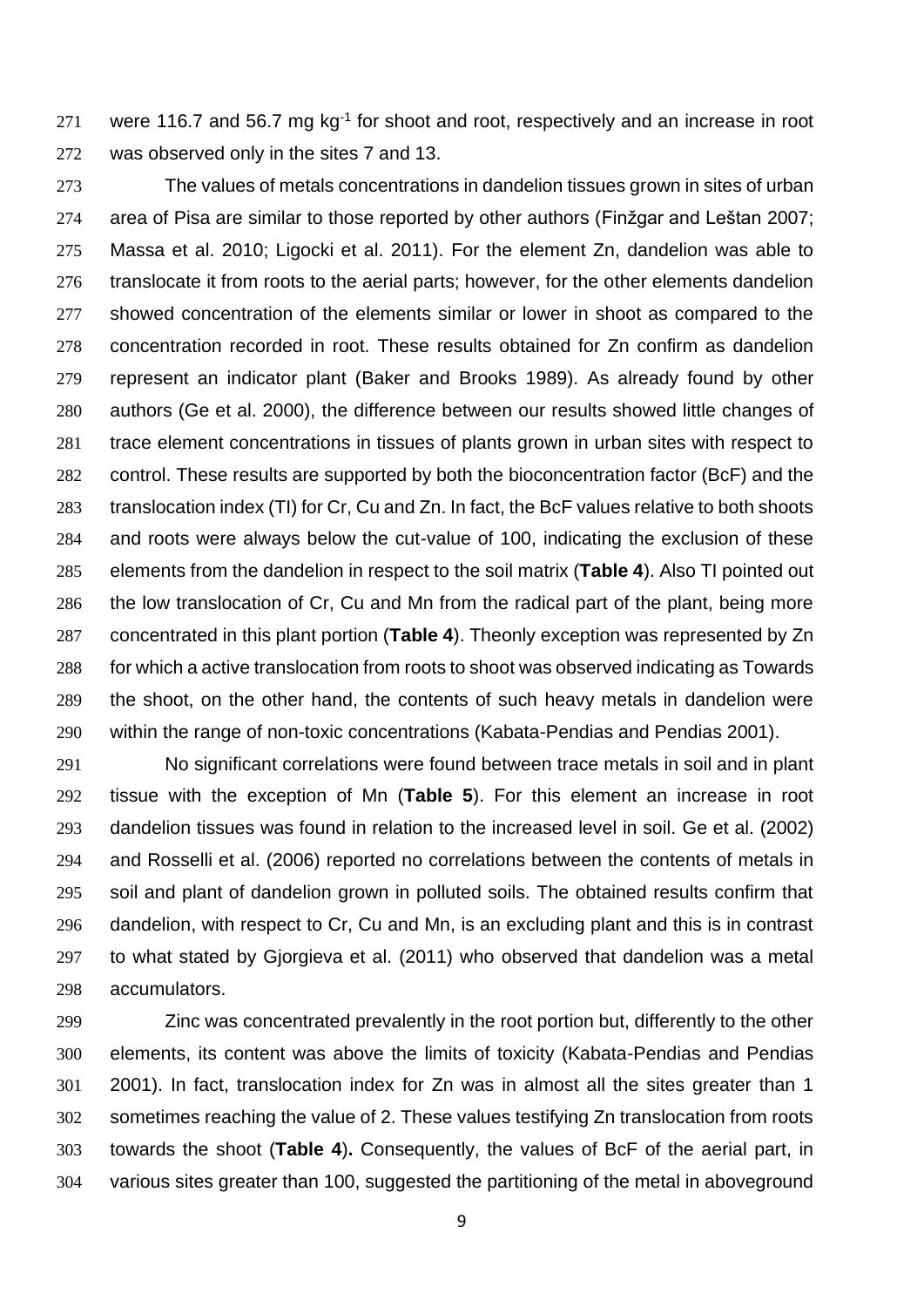were 116.7 and 56.7 mg kg$^{-1}$ for shoot and root, respectively and an increase in root was observed only in the sites 7 and 13.

The values of metals concentrations in dandelion tissues grown in sites of urban area of Pisa are similar to those reported by other authors (Finžgar and Leštan 2007; Massa et al. 2010; Ligocki et al. 2011). For the element Zn, dandelion was able to translocate it from roots to the aerial parts; however, for the other elements dandelion showed concentration of the elements similar or lower in shoot as compared to the concentration recorded in root. These results obtained for Zn confirm as dandelion represent an indicator plant (Baker and Brooks 1989). As already found by other authors (Ge et al. 2000), the difference between our results showed little changes of trace element concentrations in tissues of plants grown in urban sites with respect to control. These results are supported by both the bioconcentration factor (BcF) and the translocation index (TI) for Cr, Cu and Zn. In fact, the BcF values relative to both shoots and roots were always below the cut-value of 100, indicating the exclusion of these elements from the dandelion in respect to the soil matrix (**Table 4**). Also TI pointed out the low translocation of Cr, Cu and Mn from the radical part of the plant, being more concentrated in this plant portion (**Table 4**). Theonly exception was represented by Zn for which a active translocation from roots to shoot was observed indicating as Towards the shoot, on the other hand, the contents of such heavy metals in dandelion were within the range of non-toxic concentrations (Kabata-Pendias and Pendias 2001).

No significant correlations were found between trace metals in soil and in plant tissue with the exception of Mn (**Table 5**). For this element an increase in root dandelion tissues was found in relation to the increased level in soil. Ge et al. (2002) and Rosselli et al. (2006) reported no correlations between the contents of metals in soil and plant of dandelion grown in polluted soils. The obtained results confirm that dandelion, with respect to Cr, Cu and Mn, is an excluding plant and this is in contrast to what stated by Gjorgieva et al. (2011) who observed that dandelion was a metal accumulators.

Zinc was concentrated prevalently in the root portion but, differently to the other elements, its content was above the limits of toxicity (Kabata-Pendias and Pendias 2001). In fact, translocation index for Zn was in almost all the sites greater than 1 sometimes reaching the value of 2. These values testifying Zn translocation from roots towards the shoot (**Table 4**)**.** Consequently, the values of BcF of the aerial part, in various sites greater than 100, suggested the partitioning of the metal in aboveground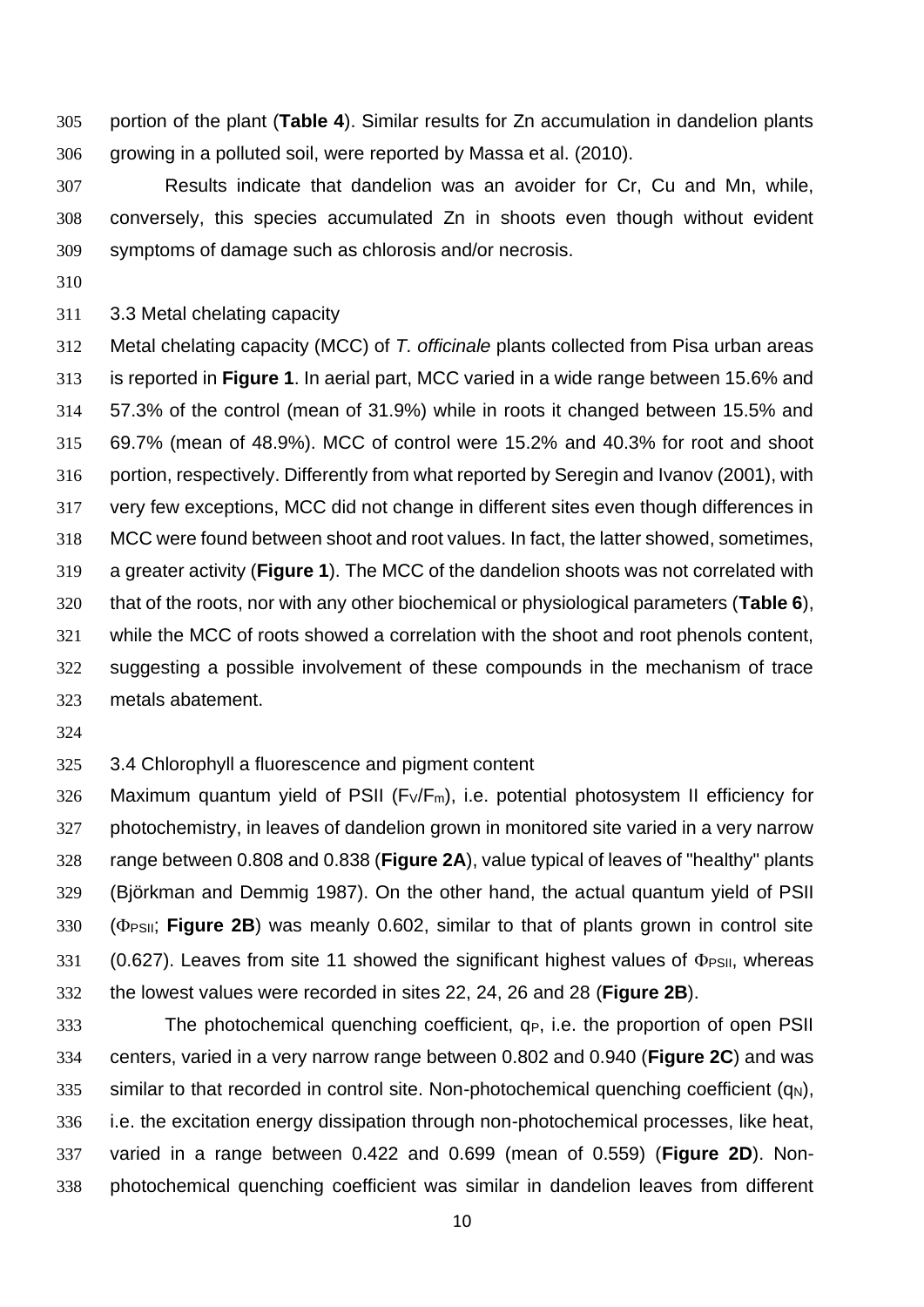portion of the plant (**Table 4**). Similar results for Zn accumulation in dandelion plants growing in a polluted soil, were reported by Massa et al. (2010).

Results indicate that dandelion was an avoider for Cr, Cu and Mn, while, conversely, this species accumulated Zn in shoots even though without evident symptoms of damage such as chlorosis and/or necrosis.

3.3 Metal chelating capacity

Metal chelating capacity (MCC) of *T. officinale* plants collected from Pisa urban areas is reported in **Figure 1**. In aerial part, MCC varied in a wide range between 15.6% and 57.3% of the control (mean of 31.9%) while in roots it changed between 15.5% and 69.7% (mean of 48.9%). MCC of control were 15.2% and 40.3% for root and shoot portion, respectively. Differently from what reported by Seregin and Ivanov (2001), with very few exceptions, MCC did not change in different sites even though differences in MCC were found between shoot and root values. In fact, the latter showed, sometimes, a greater activity (**Figure 1**). The MCC of the dandelion shoots was not correlated with that of the roots, nor with any other biochemical or physiological parameters (**Table 6**), while the MCC of roots showed a correlation with the shoot and root phenols content, suggesting a possible involvement of these compounds in the mechanism of trace metals abatement.

3.4 Chlorophyll a fluorescence and pigment content

Maximum quantum yield of PSII ($F_V/F_m$), i.e. potential photosystem II efficiency for photochemistry, in leaves of dandelion grown in monitored site varied in a very narrow range between 0.808 and 0.838 (**Figure 2A**), value typical of leaves of "healthy" plants (Björkman and Demmig 1987). On the other hand, the actual quantum yield of PSII ($\Phi_{PSII}$; **Figure 2B**) was meanly 0.602, similar to that of plants grown in control site (0.627). Leaves from site 11 showed the significant highest values of $\Phi_{PSII}$, whereas the lowest values were recorded in sites 22, 24, 26 and 28 (**Figure 2B**).

The photochemical quenching coefficient, $q_P$, i.e. the proportion of open PSII centers, varied in a very narrow range between 0.802 and 0.940 (**Figure 2C**) and was similar to that recorded in control site. Non-photochemical quenching coefficient ($q_N$), i.e. the excitation energy dissipation through non-photochemical processes, like heat, varied in a range between 0.422 and 0.699 (mean of 0.559) (**Figure 2D**). Non-photochemical quenching coefficient was similar in dandelion leaves from different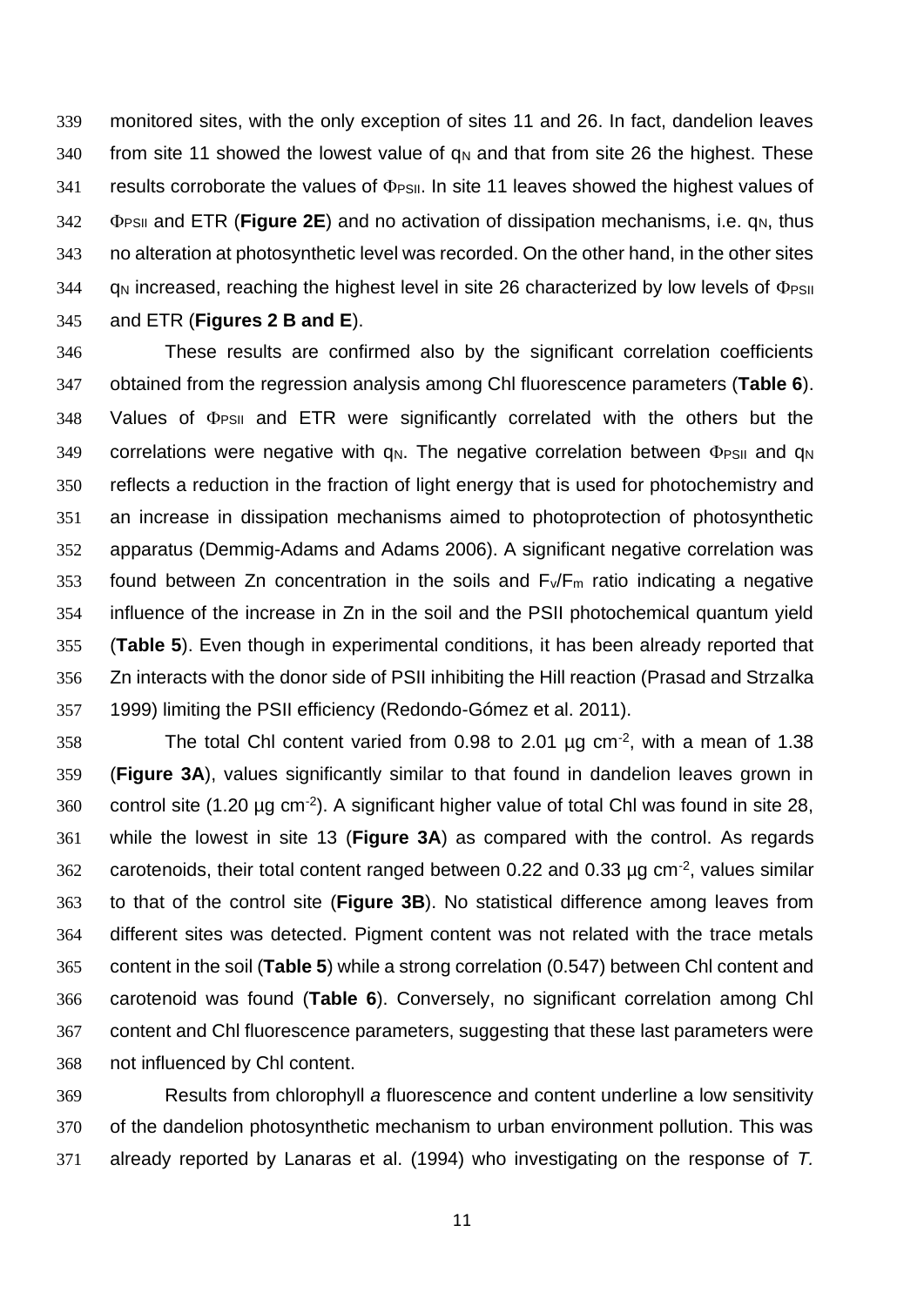monitored sites, with the only exception of sites 11 and 26. In fact, dandelion leaves from site 11 showed the lowest value of $q_N$ and that from site 26 the highest. These results corroborate the values of $\Phi_{PSII}$. In site 11 leaves showed the highest values of $\Phi_{PSII}$ and ETR (**Figure 2E**) and no activation of dissipation mechanisms, i.e. $q_N$, thus no alteration at photosynthetic level was recorded. On the other hand, in the other sites $q_N$ increased, reaching the highest level in site 26 characterized by low levels of $\Phi_{PSII}$ and ETR (**Figures 2 B and E**).

These results are confirmed also by the significant correlation coefficients obtained from the regression analysis among Chl fluorescence parameters (**Table 6**). Values of $\Phi_{PSII}$ and ETR were significantly correlated with the others but the correlations were negative with $q_N$. The negative correlation between $\Phi_{PSII}$ and $q_N$ reflects a reduction in the fraction of light energy that is used for photochemistry and an increase in dissipation mechanisms aimed to photoprotection of photosynthetic apparatus (Demmig-Adams and Adams 2006). A significant negative correlation was found between Zn concentration in the soils and $F_v/F_m$ ratio indicating a negative influence of the increase in Zn in the soil and the PSII photochemical quantum yield (**Table 5**). Even though in experimental conditions, it has been already reported that Zn interacts with the donor side of PSII inhibiting the Hill reaction (Prasad and Strzalka 1999) limiting the PSII efficiency (Redondo-Gómez et al. 2011).

The total Chl content varied from 0.98 to 2.01 µg $cm^{-2}$, with a mean of 1.38 (**Figure 3A**), values significantly similar to that found in dandelion leaves grown in control site (1.20 µg $cm^{-2}$). A significant higher value of total Chl was found in site 28, while the lowest in site 13 (**Figure 3A**) as compared with the control. As regards carotenoids, their total content ranged between 0.22 and 0.33 µg $cm^{-2}$, values similar to that of the control site (**Figure 3B**). No statistical difference among leaves from different sites was detected. Pigment content was not related with the trace metals content in the soil (**Table 5**) while a strong correlation (0.547) between Chl content and carotenoid was found (**Table 6**). Conversely, no significant correlation among Chl content and Chl fluorescence parameters, suggesting that these last parameters were not influenced by Chl content.

Results from chlorophyll *a* fluorescence and content underline a low sensitivity of the dandelion photosynthetic mechanism to urban environment pollution. This was already reported by Lanaras et al. (1994) who investigating on the response of *T.*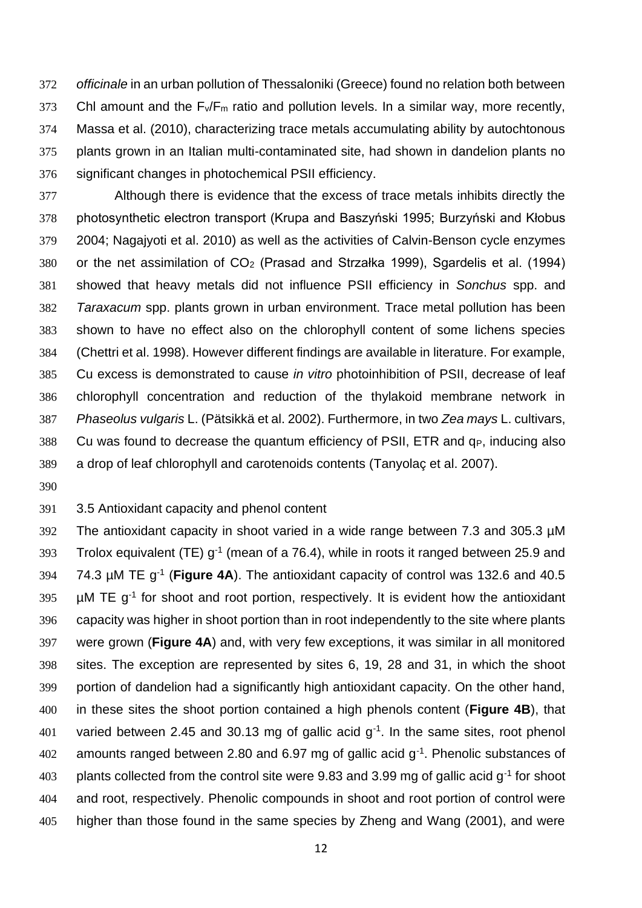*officinale* in an urban pollution of Thessaloniki (Greece) found no relation both between Chl amount and the $F_v/F_m$ ratio and pollution levels. In a similar way, more recently, Massa et al. (2010), characterizing trace metals accumulating ability by autochtonous plants grown in an Italian multi-contaminated site, had shown in dandelion plants no significant changes in photochemical PSII efficiency.

Although there is evidence that the excess of trace metals inhibits directly the photosynthetic electron transport (Krupa and Baszyński 1995; Burzyński and Kłobus 2004; Nagajyoti et al. 2010) as well as the activities of Calvin-Benson cycle enzymes or the net assimilation of $CO_2$ (Prasad and Strzałka 1999), Sgardelis et al. (1994) showed that heavy metals did not influence PSII efficiency in *Sonchus* spp. and *Taraxacum* spp. plants grown in urban environment. Trace metal pollution has been shown to have no effect also on the chlorophyll content of some lichens species (Chettri et al. 1998). However different findings are available in literature. For example, Cu excess is demonstrated to cause *in vitro* photoinhibition of PSII, decrease of leaf chlorophyll concentration and reduction of the thylakoid membrane network in *Phaseolus vulgaris* L. (Pätsikkä et al. 2002). Furthermore, in two *Zea mays* L. cultivars, Cu was found to decrease the quantum efficiency of PSII, ETR and $q_P$, inducing also a drop of leaf chlorophyll and carotenoids contents (Tanyolaç et al. 2007).

3.5 Antioxidant capacity and phenol content

The antioxidant capacity in shoot varied in a wide range between 7.3 and 305.3 µM Trolox equivalent (TE) $g^{-1}$ (mean of a 76.4), while in roots it ranged between 25.9 and 74.3 µM TE $g^{-1}$ (**Figure 4A**). The antioxidant capacity of control was 132.6 and 40.5 µM TE $g^{-1}$ for shoot and root portion, respectively. It is evident how the antioxidant capacity was higher in shoot portion than in root independently to the site where plants were grown (**Figure 4A**) and, with very few exceptions, it was similar in all monitored sites. The exception are represented by sites 6, 19, 28 and 31, in which the shoot portion of dandelion had a significantly high antioxidant capacity. On the other hand, in these sites the shoot portion contained a high phenols content (**Figure 4B**), that varied between 2.45 and 30.13 mg of gallic acid $g^{-1}$. In the same sites, root phenol amounts ranged between 2.80 and 6.97 mg of gallic acid $g^{-1}$. Phenolic substances of plants collected from the control site were 9.83 and 3.99 mg of gallic acid $g^{-1}$ for shoot and root, respectively. Phenolic compounds in shoot and root portion of control were higher than those found in the same species by Zheng and Wang (2001), and were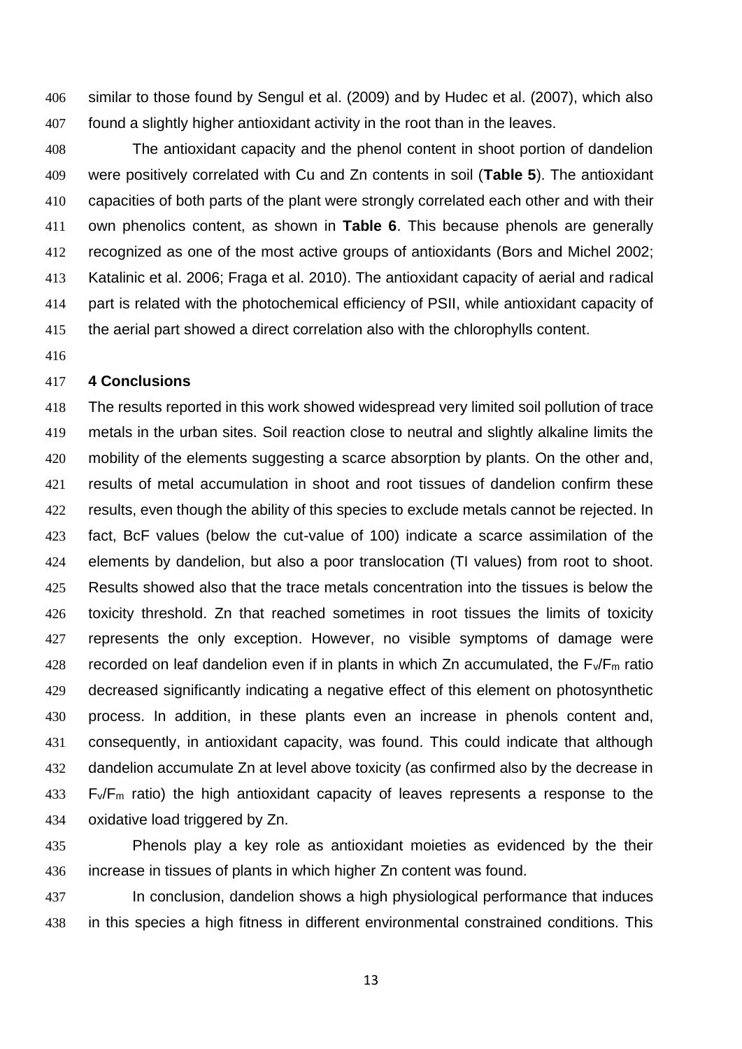similar to those found by Sengul et al. (2009) and by Hudec et al. (2007), which also found a slightly higher antioxidant activity in the root than in the leaves.

The antioxidant capacity and the phenol content in shoot portion of dandelion were positively correlated with Cu and Zn contents in soil (**Table 5**). The antioxidant capacities of both parts of the plant were strongly correlated each other and with their own phenolics content, as shown in **Table 6**. This because phenols are generally recognized as one of the most active groups of antioxidants (Bors and Michel 2002; Katalinic et al. 2006; Fraga et al. 2010). The antioxidant capacity of aerial and radical part is related with the photochemical efficiency of PSII, while antioxidant capacity of the aerial part showed a direct correlation also with the chlorophylls content.

## 4 Conclusions

The results reported in this work showed widespread very limited soil pollution of trace metals in the urban sites. Soil reaction close to neutral and slightly alkaline limits the mobility of the elements suggesting a scarce absorption by plants. On the other and, results of metal accumulation in shoot and root tissues of dandelion confirm these results, even though the ability of this species to exclude metals cannot be rejected. In fact, BcF values (below the cut-value of 100) indicate a scarce assimilation of the elements by dandelion, but also a poor translocation (TI values) from root to shoot. Results showed also that the trace metals concentration into the tissues is below the toxicity threshold. Zn that reached sometimes in root tissues the limits of toxicity represents the only exception. However, no visible symptoms of damage were recorded on leaf dandelion even if in plants in which Zn accumulated, the $F_v/F_m$ ratio decreased significantly indicating a negative effect of this element on photosynthetic process. In addition, in these plants even an increase in phenols content and, consequently, in antioxidant capacity, was found. This could indicate that although dandelion accumulate Zn at level above toxicity (as confirmed also by the decrease in $F_v/F_m$ ratio) the high antioxidant capacity of leaves represents a response to the oxidative load triggered by Zn.

Phenols play a key role as antioxidant moieties as evidenced by the their increase in tissues of plants in which higher Zn content was found.

In conclusion, dandelion shows a high physiological performance that induces in this species a high fitness in different environmental constrained conditions. This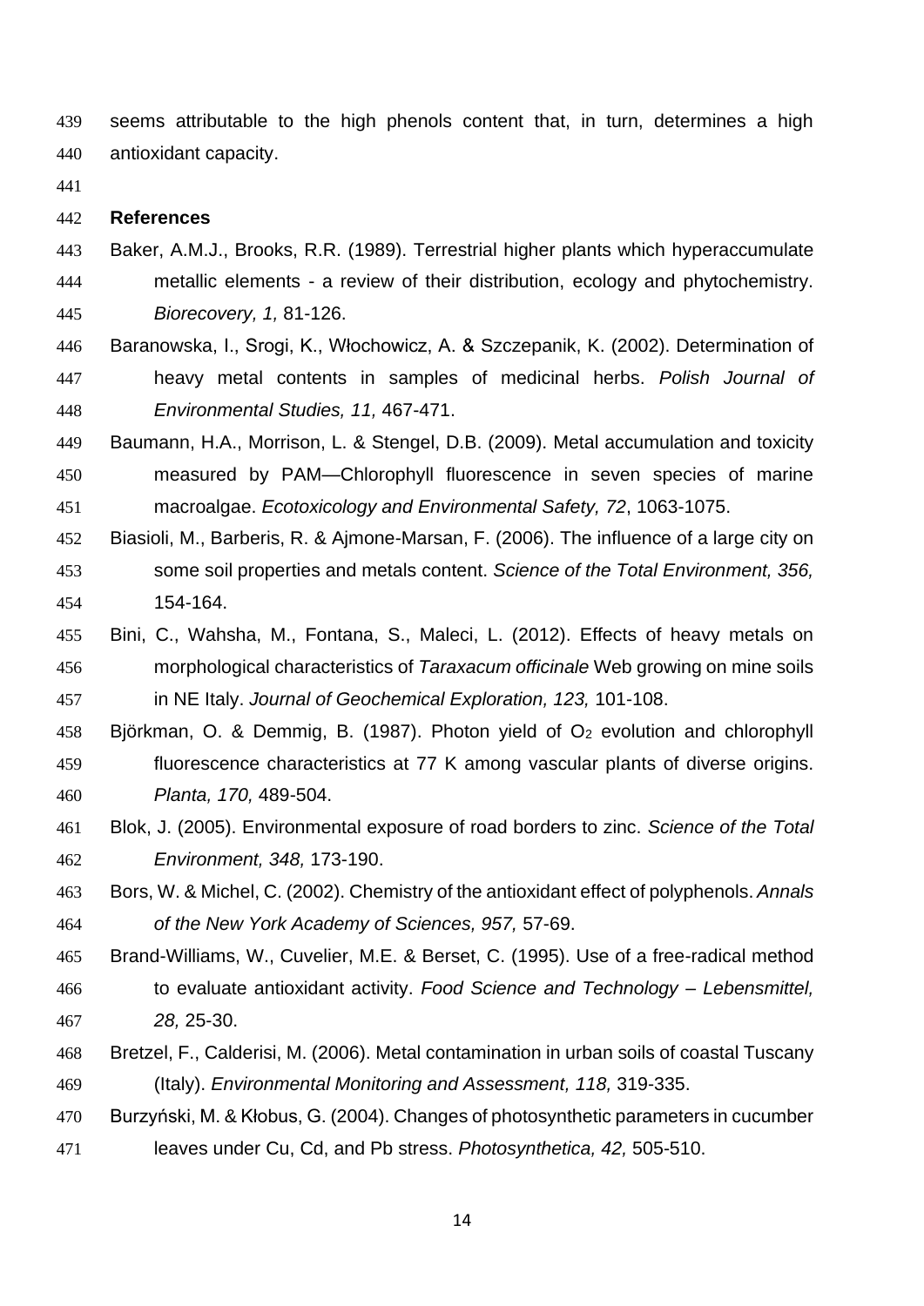seems attributable to the high phenols content that, in turn, determines a high antioxidant capacity.

## References

Baker, A.M.J., Brooks, R.R. (1989). Terrestrial higher plants which hyperaccumulate metallic elements - a review of their distribution, ecology and phytochemistry. *Biorecovery, 1,* 81-126.

Baranowska, I., Srogi, K., Włochowicz, A. & Szczepanik, K. (2002). Determination of heavy metal contents in samples of medicinal herbs. *Polish Journal of Environmental Studies, 11,* 467-471.

Baumann, H.A., Morrison, L. & Stengel, D.B. (2009). Metal accumulation and toxicity measured by PAM—Chlorophyll fluorescence in seven species of marine macroalgae. *Ecotoxicology and Environmental Safety, 72*, 1063-1075.

Biasioli, M., Barberis, R. & Ajmone-Marsan, F. (2006). The influence of a large city on some soil properties and metals content. *Science of the Total Environment, 356,* 154-164.

Bini, C., Wahsha, M., Fontana, S., Maleci, L. (2012). Effects of heavy metals on morphological characteristics of *Taraxacum officinale* Web growing on mine soils in NE Italy. *Journal of Geochemical Exploration, 123,* 101-108.

Björkman, O. & Demmig, B. (1987). Photon yield of $O_2$ evolution and chlorophyll fluorescence characteristics at 77 K among vascular plants of diverse origins. *Planta, 170,* 489-504.

Blok, J. (2005). Environmental exposure of road borders to zinc. *Science of the Total Environment, 348,* 173-190.

Bors, W. & Michel, C. (2002). Chemistry of the antioxidant effect of polyphenols. *Annals of the New York Academy of Sciences, 957,* 57-69.

Brand-Williams, W., Cuvelier, M.E. & Berset, C. (1995). Use of a free-radical method to evaluate antioxidant activity. *Food Science and Technology – Lebensmittel, 28,* 25-30.

Bretzel, F., Calderisi, M. (2006). Metal contamination in urban soils of coastal Tuscany (Italy). *Environmental Monitoring and Assessment, 118,* 319-335.

Burzyński, M. & Kłobus, G. (2004). Changes of photosynthetic parameters in cucumber leaves under Cu, Cd, and Pb stress. *Photosynthetica, 42,* 505-510.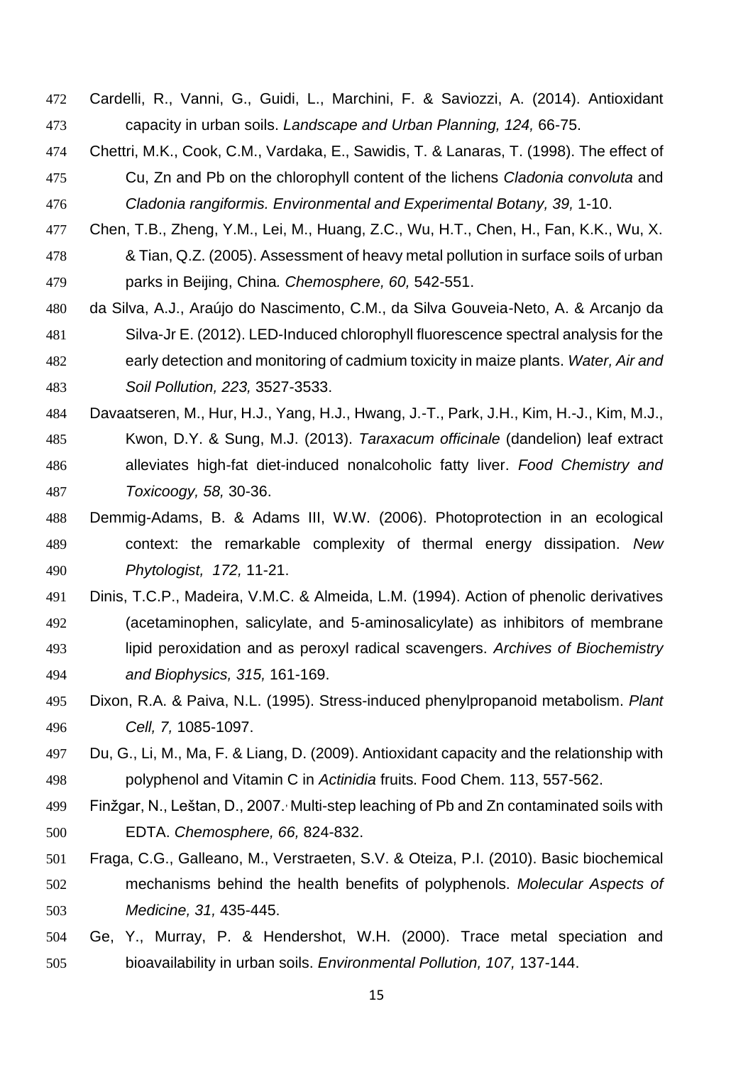Cardelli, R., Vanni, G., Guidi, L., Marchini, F. & Saviozzi, A. (2014). Antioxidant capacity in urban soils. *Landscape and Urban Planning, 124,* 66-75.

Chettri, M.K., Cook, C.M., Vardaka, E., Sawidis, T. & Lanaras, T. (1998). The effect of Cu, Zn and Pb on the chlorophyll content of the lichens *Cladonia convoluta* and *Cladonia rangiformis. Environmental and Experimental Botany, 39,* 1-10.

Chen, T.B., Zheng, Y.M., Lei, M., Huang, Z.C., Wu, H.T., Chen, H., Fan, K.K., Wu, X. & Tian, Q.Z. (2005). Assessment of heavy metal pollution in surface soils of urban parks in Beijing, China*. Chemosphere, 60,* 542-551.

da Silva, A.J., Araújo do Nascimento, C.M., da Silva Gouveia-Neto, A. & Arcanjo da Silva-Jr E. (2012). LED-Induced chlorophyll fluorescence spectral analysis for the early detection and monitoring of cadmium toxicity in maize plants. *Water, Air and Soil Pollution, 223,* 3527-3533.

Davaatseren, M., Hur, H.J., Yang, H.J., Hwang, J.-T., Park, J.H., Kim, H.-J., Kim, M.J., Kwon, D.Y. & Sung, M.J. (2013). *Taraxacum officinale* (dandelion) leaf extract alleviates high-fat diet-induced nonalcoholic fatty liver. *Food Chemistry and Toxicoogy, 58,* 30-36.

Demmig-Adams, B. & Adams III, W.W. (2006). Photoprotection in an ecological context: the remarkable complexity of thermal energy dissipation. *New Phytologist, 172,* 11-21.

Dinis, T.C.P., Madeira, V.M.C. & Almeida, L.M. (1994). Action of phenolic derivatives (acetaminophen, salicylate, and 5-aminosalicylate) as inhibitors of membrane lipid peroxidation and as peroxyl radical scavengers. *Archives of Biochemistry and Biophysics, 315,* 161-169.

Dixon, R.A. & Paiva, N.L. (1995). Stress-induced phenylpropanoid metabolism. *Plant Cell, 7,* 1085-1097.

Du, G., Li, M., Ma, F. & Liang, D. (2009). Antioxidant capacity and the relationship with polyphenol and Vitamin C in *Actinidia* fruits. Food Chem. 113, 557-562.

Finžgar, N., Leštan, D., 2007. Multi-step leaching of Pb and Zn contaminated soils with EDTA. *Chemosphere, 66,* 824-832.

Fraga, C.G., Galleano, M., Verstraeten, S.V. & Oteiza, P.I. (2010). Basic biochemical mechanisms behind the health benefits of polyphenols. *Molecular Aspects of Medicine, 31,* 435-445.

Ge, Y., Murray, P. & Hendershot, W.H. (2000). Trace metal speciation and bioavailability in urban soils. *Environmental Pollution, 107,* 137-144.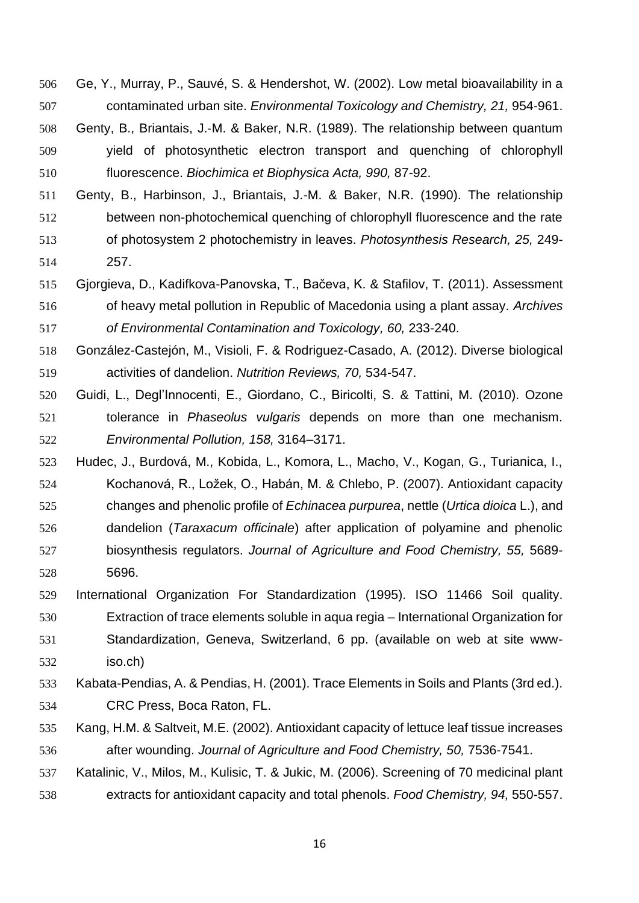Ge, Y., Murray, P., Sauvé, S. & Hendershot, W. (2002). Low metal bioavailability in a contaminated urban site. *Environmental Toxicology and Chemistry, 21,* 954-961.

Genty, B., Briantais, J.-M. & Baker, N.R. (1989). The relationship between quantum yield of photosynthetic electron transport and quenching of chlorophyll fluorescence. *Biochimica et Biophysica Acta, 990,* 87-92.

Genty, B., Harbinson, J., Briantais, J.-M. & Baker, N.R. (1990). The relationship between non-photochemical quenching of chlorophyll fluorescence and the rate of photosystem 2 photochemistry in leaves. *Photosynthesis Research, 25,* 249-257.

Gjorgieva, D., Kadifkova-Panovska, T., Bačeva, K. & Stafilov, T. (2011). Assessment of heavy metal pollution in Republic of Macedonia using a plant assay. *Archives of Environmental Contamination and Toxicology, 60,* 233-240.

González-Castejón, M., Visioli, F. & Rodriguez-Casado, A. (2012). Diverse biological activities of dandelion. *Nutrition Reviews, 70,* 534-547.

Guidi, L., Degl'Innocenti, E., Giordano, C., Biricolti, S. & Tattini, M. (2010). Ozone tolerance in *Phaseolus vulgaris* depends on more than one mechanism. *Environmental Pollution, 158,* 3164–3171.

Hudec, J., Burdová, M., Kobida, L., Komora, L., Macho, V., Kogan, G., Turianica, I., Kochanová, R., Ložek, O., Habán, M. & Chlebo, P. (2007). Antioxidant capacity changes and phenolic profile of *Echinacea purpurea*, nettle (*Urtica dioica* L.), and dandelion (*Taraxacum officinale*) after application of polyamine and phenolic biosynthesis regulators. *Journal of Agriculture and Food Chemistry, 55,* 5689-5696.

International Organization For Standardization (1995). ISO 11466 Soil quality. Extraction of trace elements soluble in aqua regia – International Organization for Standardization, Geneva, Switzerland, 6 pp. (available on web at site www-iso.ch)

Kabata-Pendias, A. & Pendias, H. (2001). Trace Elements in Soils and Plants (3rd ed.). CRC Press, Boca Raton, FL.

Kang, H.M. & Saltveit, M.E. (2002). Antioxidant capacity of lettuce leaf tissue increases after wounding. *Journal of Agriculture and Food Chemistry, 50,* 7536-7541.

Katalinic, V., Milos, M., Kulisic, T. & Jukic, M. (2006). Screening of 70 medicinal plant extracts for antioxidant capacity and total phenols. *Food Chemistry, 94,* 550-557.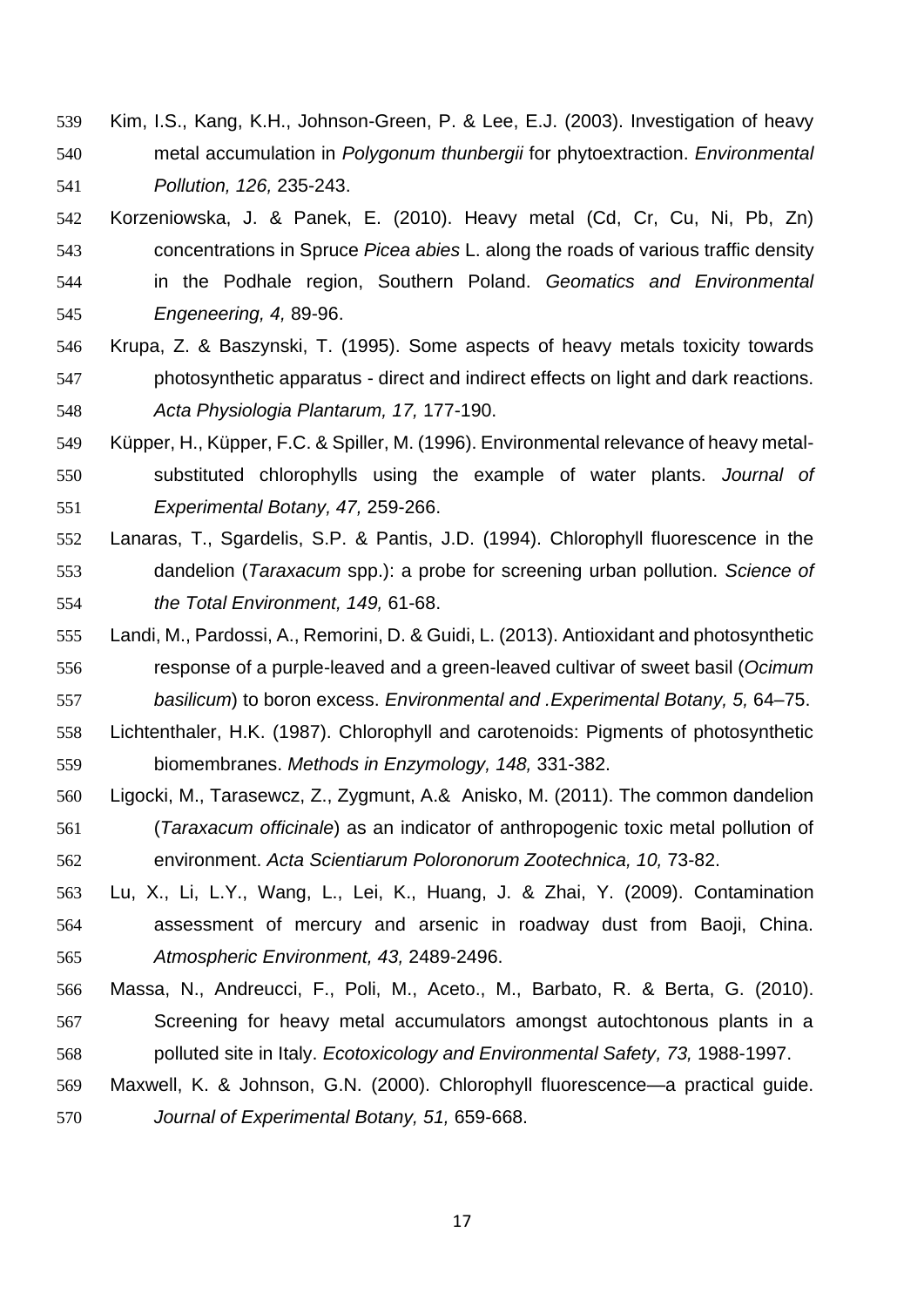Kim, I.S., Kang, K.H., Johnson-Green, P. & Lee, E.J. (2003). Investigation of heavy metal accumulation in *Polygonum thunbergii* for phytoextraction. *Environmental Pollution, 126,* 235-243.

Korzeniowska, J. & Panek, E. (2010). Heavy metal (Cd, Cr, Cu, Ni, Pb, Zn) concentrations in Spruce *Picea abies* L. along the roads of various traffic density in the Podhale region, Southern Poland. *Geomatics and Environmental Engeneering, 4,* 89-96.

Krupa, Z. & Baszynski, T. (1995). Some aspects of heavy metals toxicity towards photosynthetic apparatus - direct and indirect effects on light and dark reactions. *Acta Physiologia Plantarum, 17,* 177-190.

Küpper, H., Küpper, F.C. & Spiller, M. (1996). Environmental relevance of heavy metal-substituted chlorophylls using the example of water plants. *Journal of Experimental Botany, 47,* 259-266.

Lanaras, T., Sgardelis, S.P. & Pantis, J.D. (1994). Chlorophyll fluorescence in the dandelion (*Taraxacum* spp.): a probe for screening urban pollution. *Science of the Total Environment, 149,* 61-68.

Landi, M., Pardossi, A., Remorini, D. & Guidi, L. (2013). Antioxidant and photosynthetic response of a purple-leaved and a green-leaved cultivar of sweet basil (*Ocimum basilicum*) to boron excess. *Environmental and .Experimental Botany, 5,* 64–75.

Lichtenthaler, H.K. (1987). Chlorophyll and carotenoids: Pigments of photosynthetic biomembranes. *Methods in Enzymology, 148,* 331-382.

Ligocki, M., Tarasewcz, Z., Zygmunt, A.& Anisko, M. (2011). The common dandelion (*Taraxacum officinale*) as an indicator of anthropogenic toxic metal pollution of environment. *Acta Scientiarum Poloronorum Zootechnica, 10,* 73-82.

Lu, X., Li, L.Y., Wang, L., Lei, K., Huang, J. & Zhai, Y. (2009). Contamination assessment of mercury and arsenic in roadway dust from Baoji, China. *Atmospheric Environment, 43,* 2489-2496.

Massa, N., Andreucci, F., Poli, M., Aceto., M., Barbato, R. & Berta, G. (2010). Screening for heavy metal accumulators amongst autochtonous plants in a polluted site in Italy. *Ecotoxicology and Environmental Safety, 73,* 1988-1997.

Maxwell, K. & Johnson, G.N. (2000). Chlorophyll fluorescence—a practical guide. *Journal of Experimental Botany, 51,* 659-668.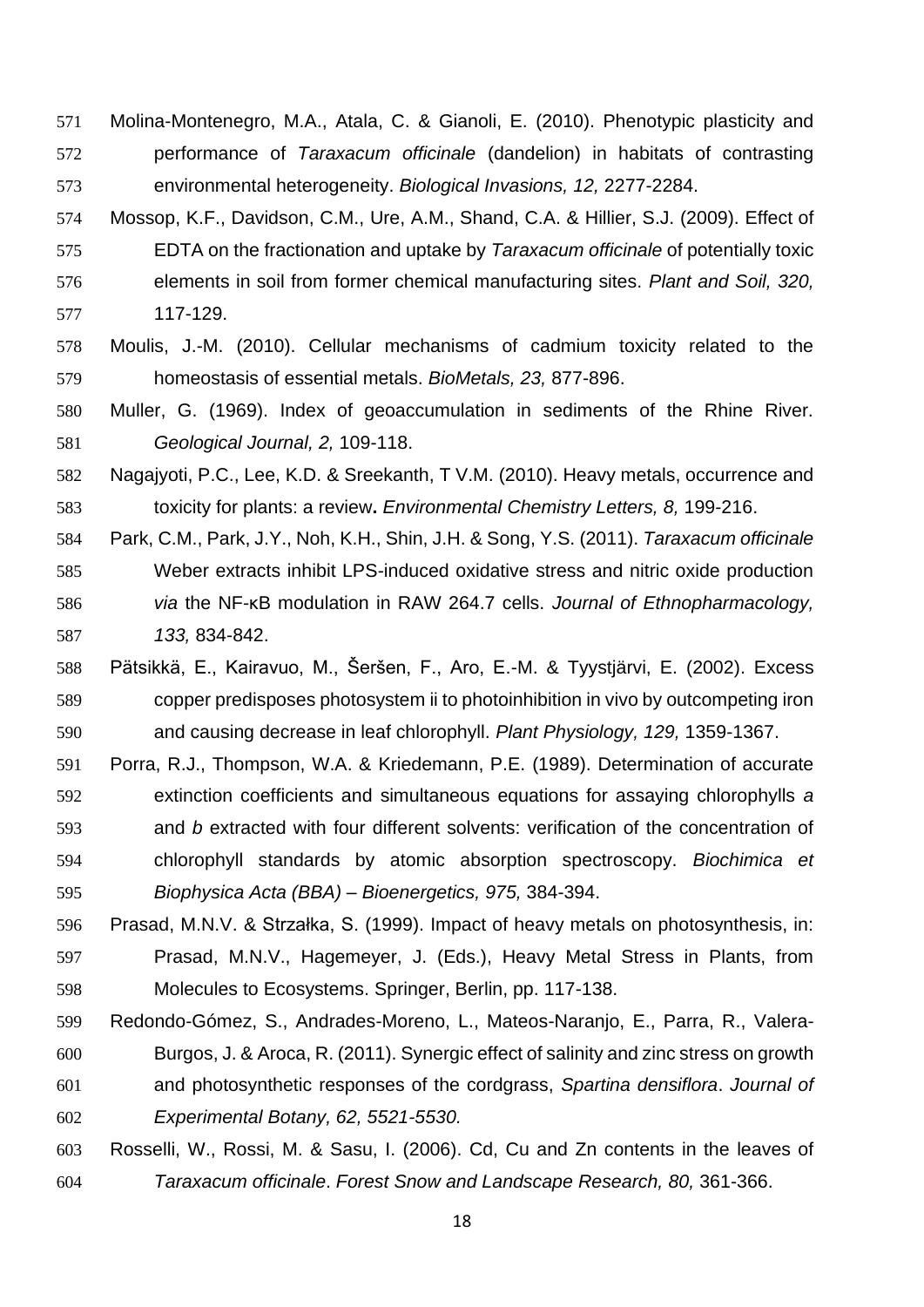Molina-Montenegro, M.A., Atala, C. & Gianoli, E. (2010). Phenotypic plasticity and performance of *Taraxacum officinale* (dandelion) in habitats of contrasting environmental heterogeneity. *Biological Invasions, 12,* 2277-2284.

Mossop, K.F., Davidson, C.M., Ure, A.M., Shand, C.A. & Hillier, S.J. (2009). Effect of EDTA on the fractionation and uptake by *Taraxacum officinale* of potentially toxic elements in soil from former chemical manufacturing sites. *Plant and Soil, 320,* 117-129.

Moulis, J.-M. (2010). Cellular mechanisms of cadmium toxicity related to the homeostasis of essential metals. *BioMetals, 23,* 877-896.

Muller, G. (1969). Index of geoaccumulation in sediments of the Rhine River. *Geological Journal, 2,* 109-118.

Nagajyoti, P.C., Lee, K.D. & Sreekanth, T V.M. (2010). Heavy metals, occurrence and toxicity for plants: a review**.** *Environmental Chemistry Letters, 8,* 199-216.

Park, C.M., Park, J.Y., Noh, K.H., Shin, J.H. & Song, Y.S. (2011). *Taraxacum officinale* Weber extracts inhibit LPS-induced oxidative stress and nitric oxide production *via* the NF-κB modulation in RAW 264.7 cells. *Journal of Ethnopharmacology, 133,* 834-842.

Pätsikkä, E., Kairavuo, M., Šeršen, F., Aro, E.-M. & Tyystjärvi, E. (2002). Excess copper predisposes photosystem ii to photoinhibition in vivo by outcompeting iron and causing decrease in leaf chlorophyll. *Plant Physiology, 129,* 1359-1367.

Porra, R.J., Thompson, W.A. & Kriedemann, P.E. (1989). Determination of accurate extinction coefficients and simultaneous equations for assaying chlorophylls *a* and *b* extracted with four different solvents: verification of the concentration of chlorophyll standards by atomic absorption spectroscopy. *Biochimica et Biophysica Acta (BBA) – Bioenergetics, 975,* 384-394.

Prasad, M.N.V. & Strzałka, S. (1999). Impact of heavy metals on photosynthesis, in: Prasad, M.N.V., Hagemeyer, J. (Eds.), Heavy Metal Stress in Plants, from Molecules to Ecosystems. Springer, Berlin, pp. 117-138.

Redondo-Gómez, S., Andrades-Moreno, L., Mateos-Naranjo, E., Parra, R., Valera-Burgos, J. & Aroca, R. (2011). Synergic effect of salinity and zinc stress on growth and photosynthetic responses of the cordgrass, *Spartina densiflora*. *Journal of Experimental Botany, 62, 5521-5530.*

Rosselli, W., Rossi, M. & Sasu, I. (2006). Cd, Cu and Zn contents in the leaves of *Taraxacum officinale*. *Forest Snow and Landscape Research, 80,* 361-366.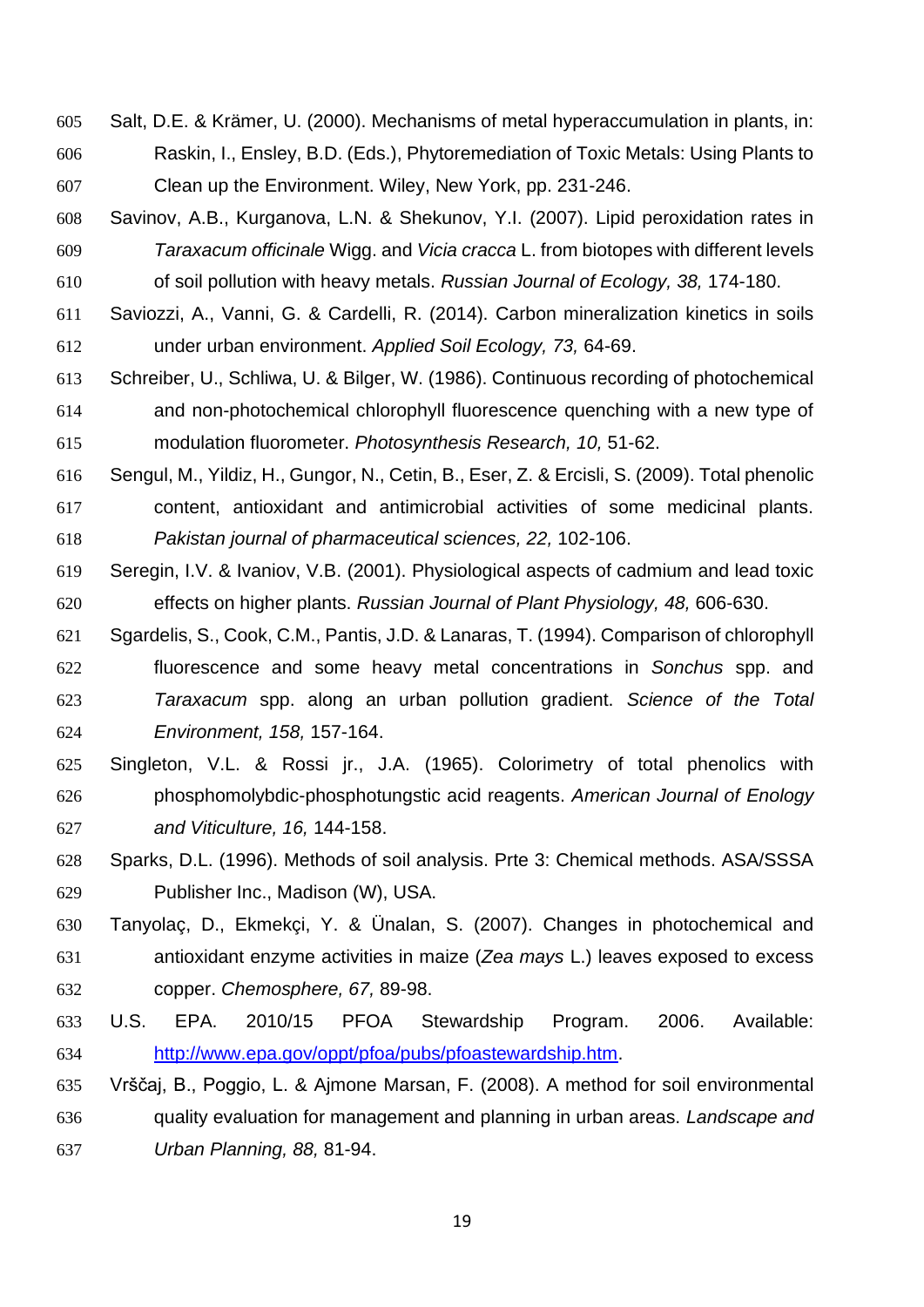Salt, D.E. & Krämer, U. (2000). Mechanisms of metal hyperaccumulation in plants, in: Raskin, I., Ensley, B.D. (Eds.), Phytoremediation of Toxic Metals: Using Plants to Clean up the Environment. Wiley, New York, pp. 231-246.

Savinov, A.B., Kurganova, L.N. & Shekunov, Y.I. (2007). Lipid peroxidation rates in *Taraxacum officinale* Wigg. and *Vicia cracca* L. from biotopes with different levels of soil pollution with heavy metals. *Russian Journal of Ecology, 38,* 174-180.

Saviozzi, A., Vanni, G. & Cardelli, R. (2014). Carbon mineralization kinetics in soils under urban environment. *Applied Soil Ecology, 73,* 64-69.

Schreiber, U., Schliwa, U. & Bilger, W. (1986). Continuous recording of photochemical and non-photochemical chlorophyll fluorescence quenching with a new type of modulation fluorometer. *Photosynthesis Research, 10,* 51-62.

Sengul, M., Yildiz, H., Gungor, N., Cetin, B., Eser, Z. & Ercisli, S. (2009). Total phenolic content, antioxidant and antimicrobial activities of some medicinal plants. *Pakistan journal of pharmaceutical sciences, 22,* 102-106.

Seregin, I.V. & Ivaniov, V.B. (2001). Physiological aspects of cadmium and lead toxic effects on higher plants. *Russian Journal of Plant Physiology, 48,* 606-630.

Sgardelis, S., Cook, C.M., Pantis, J.D. & Lanaras, T. (1994). Comparison of chlorophyll fluorescence and some heavy metal concentrations in *Sonchus* spp. and *Taraxacum* spp. along an urban pollution gradient. *Science of the Total Environment, 158,* 157-164.

Singleton, V.L. & Rossi jr., J.A. (1965). Colorimetry of total phenolics with phosphomolybdic-phosphotungstic acid reagents. *American Journal of Enology and Viticulture, 16,* 144-158.

Sparks, D.L. (1996). Methods of soil analysis. Prte 3: Chemical methods. ASA/SSSA Publisher Inc., Madison (W), USA.

Tanyolaç, D., Ekmekçi, Y. & Ünalan, S. (2007). Changes in photochemical and antioxidant enzyme activities in maize (*Zea mays* L.) leaves exposed to excess copper. *Chemosphere, 67,* 89-98.

U.S. EPA. 2010/15 PFOA Stewardship Program. 2006. Available: http://www.epa.gov/oppt/pfoa/pubs/pfoastewardship.htm.

Vrščaj, B., Poggio, L. & Ajmone Marsan, F. (2008). A method for soil environmental quality evaluation for management and planning in urban areas. *Landscape and Urban Planning, 88,* 81-94.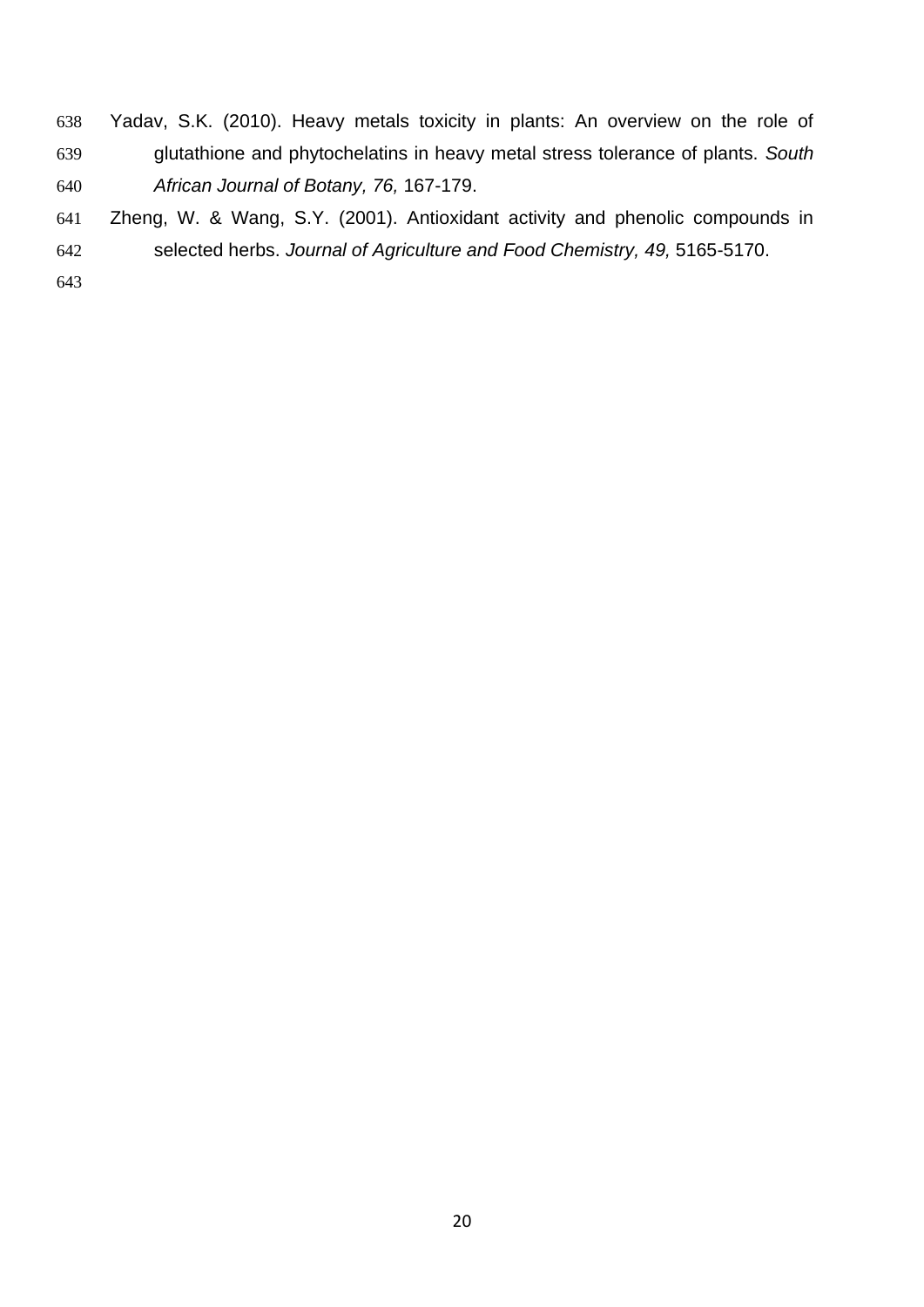Yadav, S.K. (2010). Heavy metals toxicity in plants: An overview on the role of glutathione and phytochelatins in heavy metal stress tolerance of plants. *South African Journal of Botany, 76,* 167-179.

Zheng, W. & Wang, S.Y. (2001). Antioxidant activity and phenolic compounds in selected herbs. *Journal of Agriculture and Food Chemistry, 49,* 5165-5170.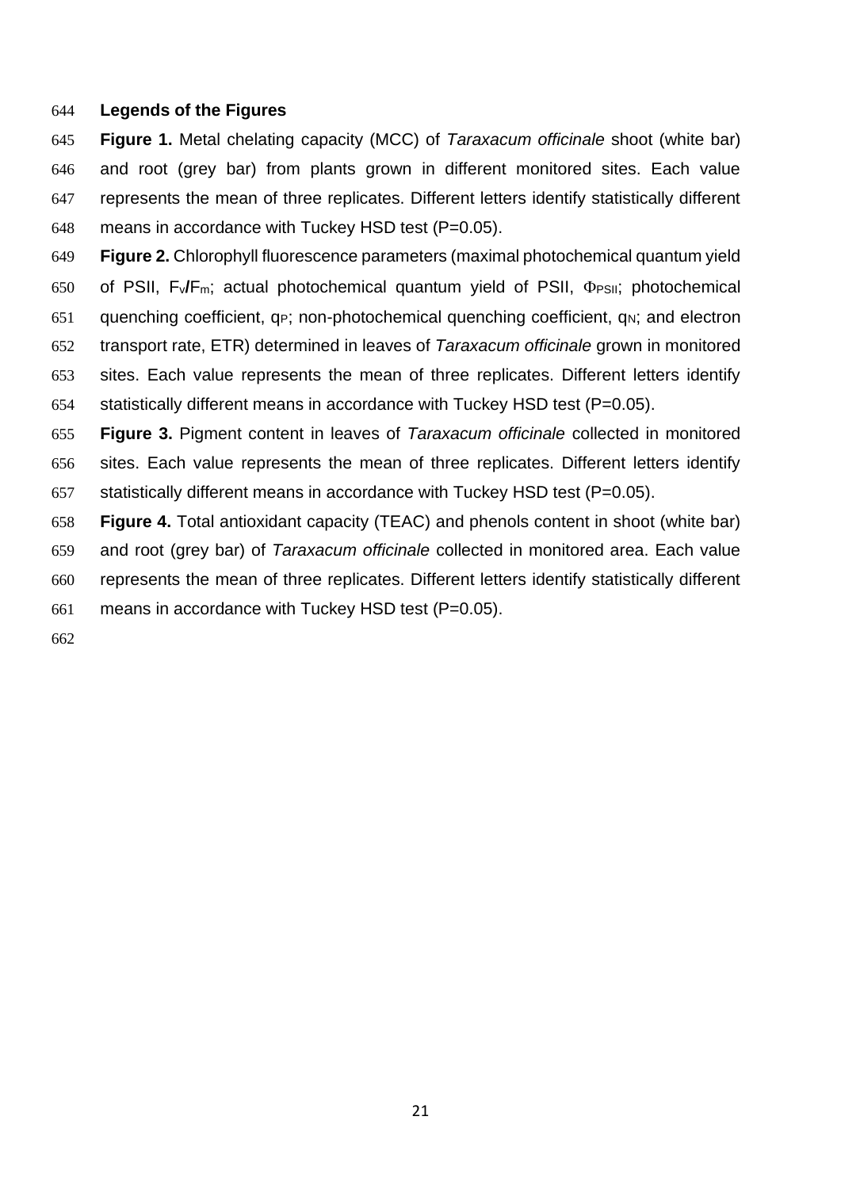**Legends of the Figures**

**Figure 1.** Metal chelating capacity (MCC) of *Taraxacum officinale* shoot (white bar) and root (grey bar) from plants grown in different monitored sites. Each value represents the mean of three replicates. Different letters identify statistically different means in accordance with Tuckey HSD test (P=0.05).

**Figure 2.** Chlorophyll fluorescence parameters (maximal photochemical quantum yield of PSII, $F_v/F_m$; actual photochemical quantum yield of PSII, $\Phi_{PSII}$; photochemical quenching coefficient, $q_P$; non-photochemical quenching coefficient, $q_N$; and electron transport rate, ETR) determined in leaves of *Taraxacum officinale* grown in monitored sites. Each value represents the mean of three replicates. Different letters identify statistically different means in accordance with Tuckey HSD test (P=0.05).

**Figure 3.** Pigment content in leaves of *Taraxacum officinale* collected in monitored sites. Each value represents the mean of three replicates. Different letters identify statistically different means in accordance with Tuckey HSD test (P=0.05).

**Figure 4.** Total antioxidant capacity (TEAC) and phenols content in shoot (white bar) and root (grey bar) of *Taraxacum officinale* collected in monitored area. Each value represents the mean of three replicates. Different letters identify statistically different means in accordance with Tuckey HSD test (P=0.05).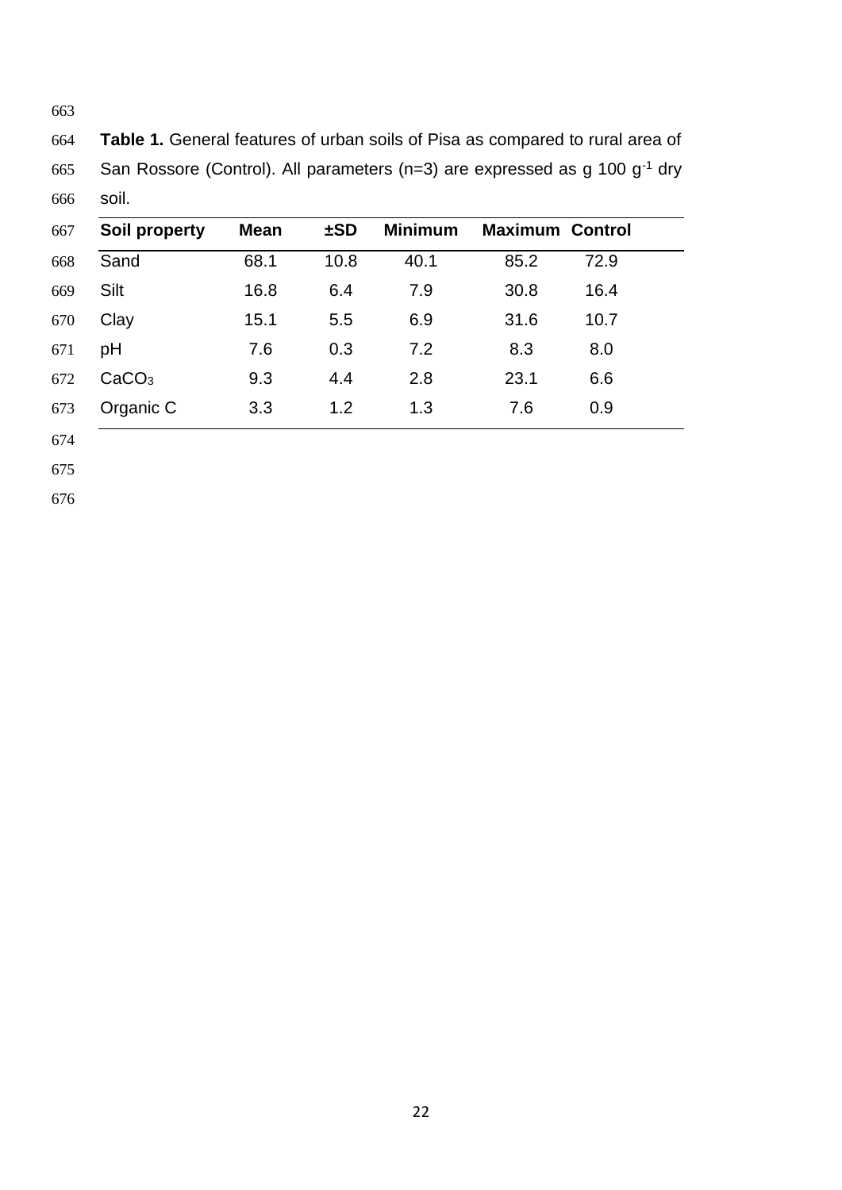**Table 1.** General features of urban soils of Pisa as compared to rural area of San Rossore (Control). All parameters (n=3) are expressed as g 100 $g^{-1}$ dry soil.

| Soil property | Mean | ±SD | Minimum | Maximum | Control |
|---|---|---|---|---|---|
| Sand | 68.1 | 10.8 | 40.1 | 85.2 | 72.9 |
| Silt | 16.8 | 6.4 | 7.9 | 30.8 | 16.4 |
| Clay | 15.1 | 5.5 | 6.9 | 31.6 | 10.7 |
| pH | 7.6 | 0.3 | 7.2 | 8.3 | 8.0 |
| $CaCO_3$ | 9.3 | 4.4 | 2.8 | 23.1 | 6.6 |
| Organic C | 3.3 | 1.2 | 1.3 | 7.6 | 0.9 |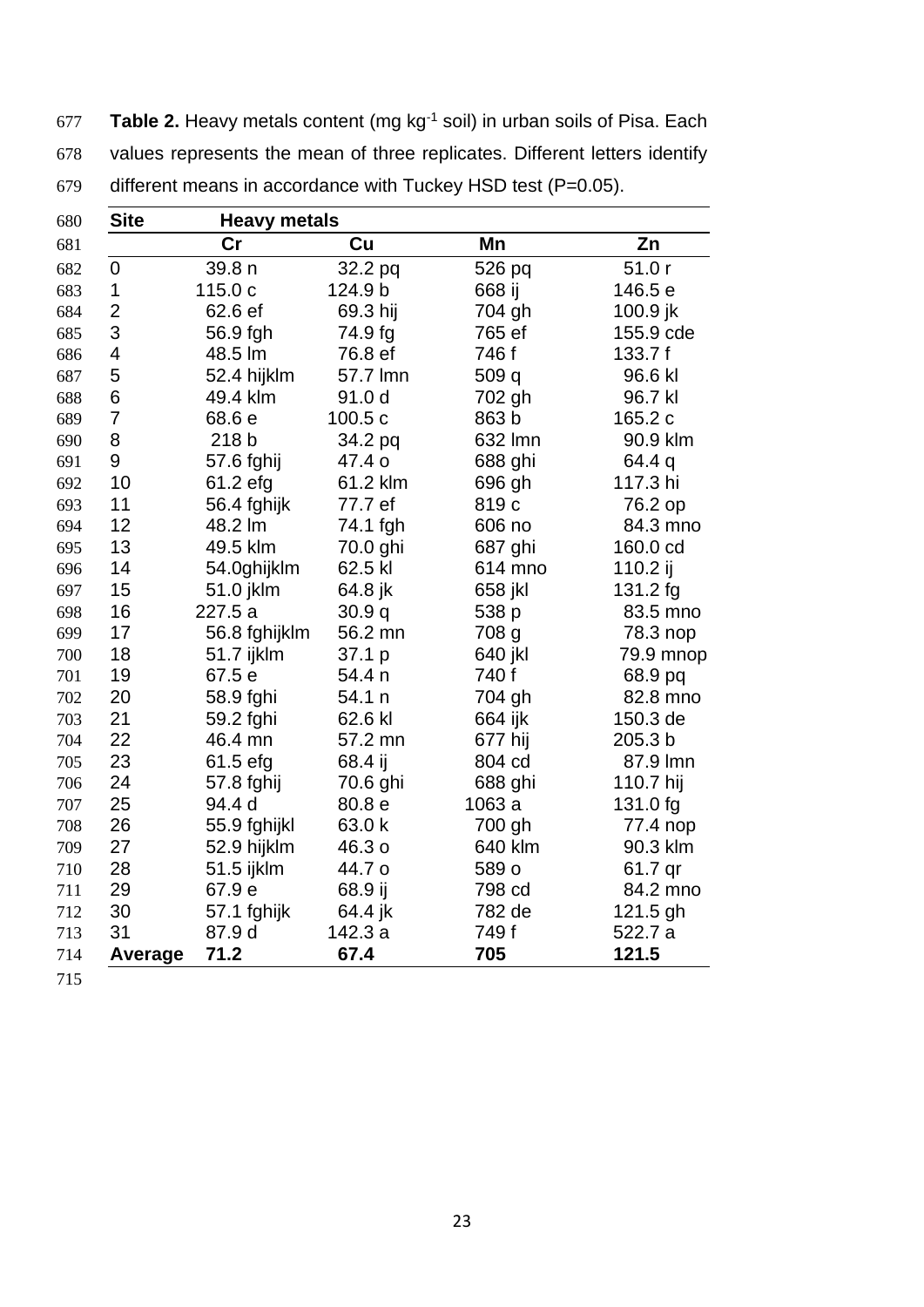**Table 2.** Heavy metals content (mg kg$^{-1}$ soil) in urban soils of Pisa. Each values represents the mean of three replicates. Different letters identify different means in accordance with Tuckey HSD test (P=0.05).

| Site | Heavy metals | | | |
|---|---|---|---|---|
| | Cr | Cu | Mn | Zn |
| 0 | 39.8 n | 32.2 pq | 526 pq | 51.0 r |
| 1 | 115.0 c | 124.9 b | 668 ij | 146.5 e |
| 2 | 62.6 ef | 69.3 hij | 704 gh | 100.9 jk |
| 3 | 56.9 fgh | 74.9 fg | 765 ef | 155.9 cde |
| 4 | 48.5 lm | 76.8 ef | 746 f | 133.7 f |
| 5 | 52.4 hijklm | 57.7 lmn | 509 q | 96.6 kl |
| 6 | 49.4 klm | 91.0 d | 702 gh | 96.7 kl |
| 7 | 68.6 e | 100.5 c | 863 b | 165.2 c |
| 8 | 218 b | 34.2 pq | 632 lmn | 90.9 klm |
| 9 | 57.6 fghij | 47.4 o | 688 ghi | 64.4 q |
| 10 | 61.2 efg | 61.2 klm | 696 gh | 117.3 hi |
| 11 | 56.4 fghijk | 77.7 ef | 819 c | 76.2 op |
| 12 | 48.2 lm | 74.1 fgh | 606 no | 84.3 mno |
| 13 | 49.5 klm | 70.0 ghi | 687 ghi | 160.0 cd |
| 14 | 54.0ghijklm | 62.5 kl | 614 mno | 110.2 ij |
| 15 | 51.0 jklm | 64.8 jk | 658 jkl | 131.2 fg |
| 16 | 227.5 a | 30.9 q | 538 p | 83.5 mno |
| 17 | 56.8 fghijklm | 56.2 mn | 708 g | 78.3 nop |
| 18 | 51.7 ijklm | 37.1 p | 640 jkl | 79.9 mnop |
| 19 | 67.5 e | 54.4 n | 740 f | 68.9 pq |
| 20 | 58.9 fghi | 54.1 n | 704 gh | 82.8 mno |
| 21 | 59.2 fghi | 62.6 kl | 664 ijk | 150.3 de |
| 22 | 46.4 mn | 57.2 mn | 677 hij | 205.3 b |
| 23 | 61.5 efg | 68.4 ij | 804 cd | 87.9 lmn |
| 24 | 57.8 fghij | 70.6 ghi | 688 ghi | 110.7 hij |
| 25 | 94.4 d | 80.8 e | 1063 a | 131.0 fg |
| 26 | 55.9 fghijkl | 63.0 k | 700 gh | 77.4 nop |
| 27 | 52.9 hijklm | 46.3 o | 640 klm | 90.3 klm |
| 28 | 51.5 ijklm | 44.7 o | 589 o | 61.7 qr |
| 29 | 67.9 e | 68.9 ij | 798 cd | 84.2 mno |
| 30 | 57.1 fghijk | 64.4 jk | 782 de | 121.5 gh |
| 31 | 87.9 d | 142.3 a | 749 f | 522.7 a |
| **Average** | **71.2** | **67.4** | **705** | **121.5** |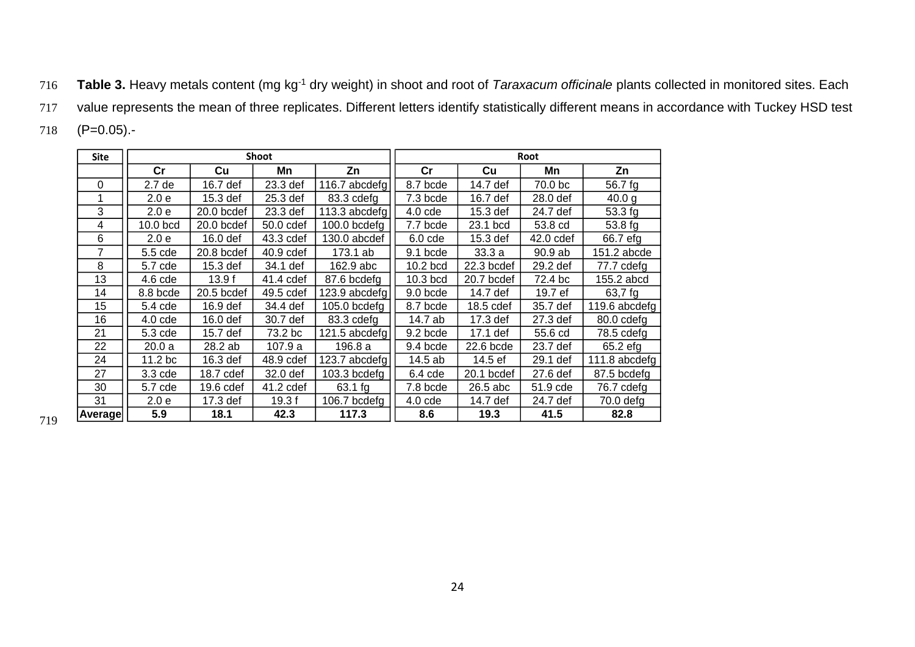**Table 3.** Heavy metals content (mg kg$^{-1}$ dry weight) in shoot and root of *Taraxacum officinale* plants collected in monitored sites. Each value represents the mean of three replicates. Different letters identify statistically different means in accordance with Tuckey HSD test (P=0.05).-

| Site | Shoot | | | | Root | | | |
|---|---|---|---|---|---|---|---|---|
| | Cr | Cu | Mn | Zn | Cr | Cu | Mn | Zn |
| 0 | 2.7 de | 16.7 def | 23.3 def | 116.7 abcdefg | 8.7 bcde | 14.7 def | 70.0 bc | 56.7 fg |
| 1 | 2.0 e | 15.3 def | 25.3 def | 83.3 cdefg | 7.3 bcde | 16.7 def | 28.0 def | 40.0 g |
| 3 | 2.0 e | 20.0 bcdef | 23.3 def | 113.3 abcdefg | 4.0 cde | 15.3 def | 24.7 def | 53.3 fg |
| 4 | 10.0 bcd | 20.0 bcdef | 50.0 cdef | 100.0 bcdefg | 7.7 bcde | 23.1 bcd | 53.8 cd | 53.8 fg |
| 6 | 2.0 e | 16.0 def | 43.3 cdef | 130.0 abcdef | 6.0 cde | 15.3 def | 42.0 cdef | 66.7 efg |
| 7 | 5.5 cde | 20.8 bcdef | 40.9 cdef | 173.1 ab | 9.1 bcde | 33.3 a | 90.9 ab | 151.2 abcde |
| 8 | 5.7 cde | 15.3 def | 34.1 def | 162.9 abc | 10.2 bcd | 22.3 bcdef | 29.2 def | 77.7 cdefg |
| 13 | 4.6 cde | 13.9 f | 41.4 cdef | 87.6 bcdefg | 10.3 bcd | 20.7 bcdef | 72.4 bc | 155.2 abcd |
| 14 | 8.8 bcde | 20.5 bcdef | 49.5 cdef | 123.9 abcdefg | 9.0 bcde | 14.7 def | 19.7 ef | 63,7 fg |
| 15 | 5.4 cde | 16.9 def | 34.4 def | 105.0 bcdefg | 8.7 bcde | 18.5 cdef | 35.7 def | 119.6 abcdefg |
| 16 | 4.0 cde | 16.0 def | 30.7 def | 83.3 cdefg | 14.7 ab | 17.3 def | 27.3 def | 80.0 cdefg |
| 21 | 5.3 cde | 15.7 def | 73.2 bc | 121.5 abcdefg | 9.2 bcde | 17.1 def | 55.6 cd | 78.5 cdefg |
| 22 | 20.0 a | 28.2 ab | 107.9 a | 196.8 a | 9.4 bcde | 22.6 bcde | 23.7 def | 65.2 efg |
| 24 | 11.2 bc | 16.3 def | 48.9 cdef | 123.7 abcdefg | 14.5 ab | 14.5 ef | 29.1 def | 111.8 abcdefg |
| 27 | 3.3 cde | 18.7 cdef | 32.0 def | 103.3 bcdefg | 6.4 cde | 20.1 bcdef | 27.6 def | 87.5 bcdefg |
| 30 | 5.7 cde | 19.6 cdef | 41.2 cdef | 63.1 fg | 7.8 bcde | 26.5 abc | 51.9 cde | 76.7 cdefg |
| 31 | 2.0 e | 17.3 def | 19.3 f | 106.7 bcdefg | 4.0 cde | 14.7 def | 24.7 def | 70.0 defg |
| **Average** | **5.9** | **18.1** | **42.3** | **117.3** | **8.6** | **19.3** | **41.5** | **82.8** |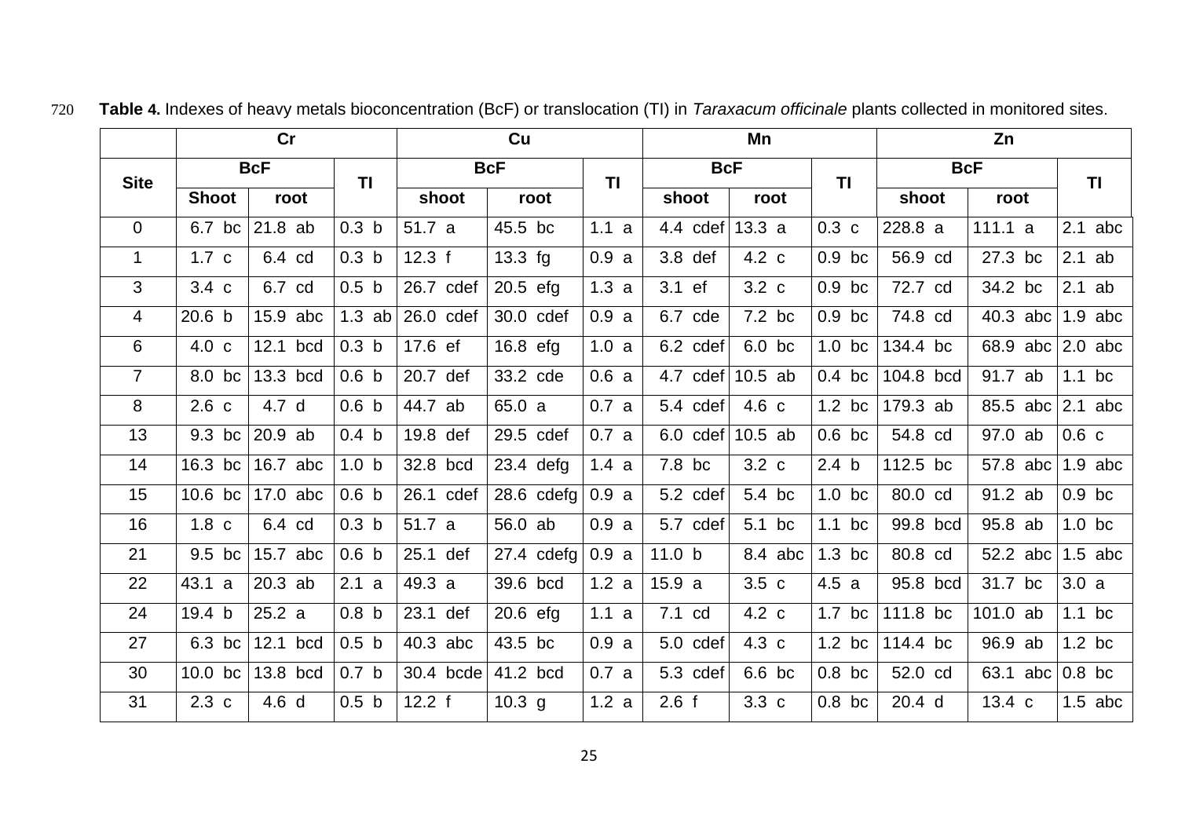**Table 4.** Indexes of heavy metals bioconcentration (BcF) or translocation (TI) in *Taraxacum officinale* plants collected in monitored sites.

| Site | Cr | | | Cu | | | Mn | | | Zn | | |
|---|---|---|---|---|---|---|---|---|---|---|---|---|
| | BcF | | TI | BcF | | TI | BcF | | TI | BcF | | TI |
| | Shoot | root | | shoot | root | | shoot | root | | shoot | root | |
| 0 | 6.7 bc | 21.8 ab | 0.3 b | 51.7 a | 45.5 bc | 1.1 a | 4.4 cdef | 13.3 a | 0.3 c | 228.8 a | 111.1 a | 2.1 abc |
| 1 | 1.7 c | 6.4 cd | 0.3 b | 12.3 f | 13.3 fg | 0.9 a | 3.8 def | 4.2 c | 0.9 bc | 56.9 cd | 27.3 bc | 2.1 ab |
| 3 | 3.4 c | 6.7 cd | 0.5 b | 26.7 cdef | 20.5 efg | 1.3 a | 3.1 ef | 3.2 c | 0.9 bc | 72.7 cd | 34.2 bc | 2.1 ab |
| 4 | 20.6 b | 15.9 abc | 1.3 ab | 26.0 cdef | 30.0 cdef | 0.9 a | 6.7 cde | 7.2 bc | 0.9 bc | 74.8 cd | 40.3 abc | 1.9 abc |
| 6 | 4.0 c | 12.1 bcd | 0.3 b | 17.6 ef | 16.8 efg | 1.0 a | 6.2 cdef | 6.0 bc | 1.0 bc | 134.4 bc | 68.9 abc | 2.0 abc |
| 7 | 8.0 bc | 13.3 bcd | 0.6 b | 20.7 def | 33.2 cde | 0.6 a | 4.7 cdef | 10.5 ab | 0.4 bc | 104.8 bcd | 91.7 ab | 1.1 bc |
| 8 | 2.6 c | 4.7 d | 0.6 b | 44.7 ab | 65.0 a | 0.7 a | 5.4 cdef | 4.6 c | 1.2 bc | 179.3 ab | 85.5 abc | 2.1 abc |
| 13 | 9.3 bc | 20.9 ab | 0.4 b | 19.8 def | 29.5 cdef | 0.7 a | 6.0 cdef | 10.5 ab | 0.6 bc | 54.8 cd | 97.0 ab | 0.6 c |
| 14 | 16.3 bc | 16.7 abc | 1.0 b | 32.8 bcd | 23.4 defg | 1.4 a | 7.8 bc | 3.2 c | 2.4 b | 112.5 bc | 57.8 abc | 1.9 abc |
| 15 | 10.6 bc | 17.0 abc | 0.6 b | 26.1 cdef | 28.6 cdefg | 0.9 a | 5.2 cdef | 5.4 bc | 1.0 bc | 80.0 cd | 91.2 ab | 0.9 bc |
| 16 | 1.8 c | 6.4 cd | 0.3 b | 51.7 a | 56.0 ab | 0.9 a | 5.7 cdef | 5.1 bc | 1.1 bc | 99.8 bcd | 95.8 ab | 1.0 bc |
| 21 | 9.5 bc | 15.7 abc | 0.6 b | 25.1 def | 27.4 cdefg | 0.9 a | 11.0 b | 8.4 abc | 1.3 bc | 80.8 cd | 52.2 abc | 1.5 abc |
| 22 | 43.1 a | 20.3 ab | 2.1 a | 49.3 a | 39.6 bcd | 1.2 a | 15.9 a | 3.5 c | 4.5 a | 95.8 bcd | 31.7 bc | 3.0 a |
| 24 | 19.4 b | 25.2 a | 0.8 b | 23.1 def | 20.6 efg | 1.1 a | 7.1 cd | 4.2 c | 1.7 bc | 111.8 bc | 101.0 ab | 1.1 bc |
| 27 | 6.3 bc | 12.1 bcd | 0.5 b | 40.3 abc | 43.5 bc | 0.9 a | 5.0 cdef | 4.3 c | 1.2 bc | 114.4 bc | 96.9 ab | 1.2 bc |
| 30 | 10.0 bc | 13.8 bcd | 0.7 b | 30.4 bcde | 41.2 bcd | 0.7 a | 5.3 cdef | 6.6 bc | 0.8 bc | 52.0 cd | 63.1 abc | 0.8 bc |
| 31 | 2.3 c | 4.6 d | 0.5 b | 12.2 f | 10.3 g | 1.2 a | 2.6 f | 3.3 c | 0.8 bc | 20.4 d | 13.4 c | 1.5 abc |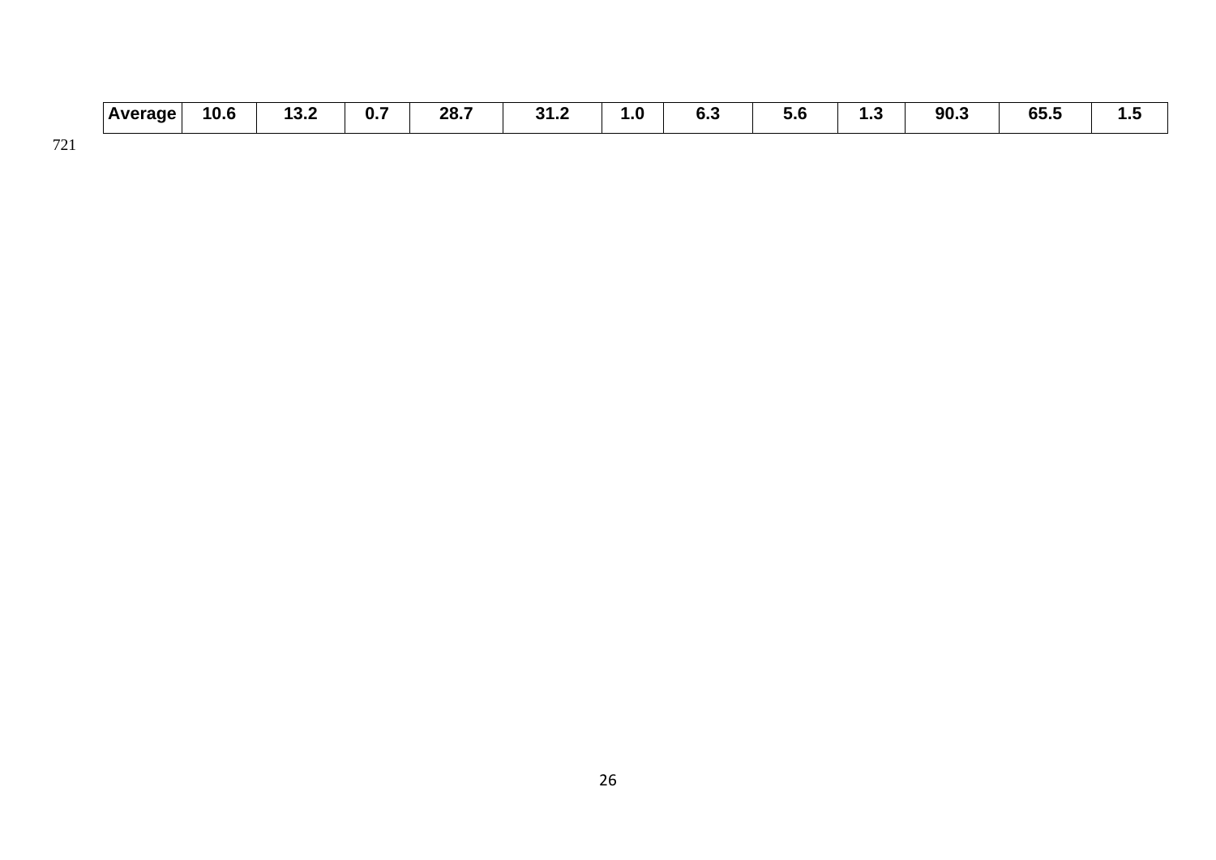| | | | | | | | | | | | |
|---|---|---|---|---|---|---|---|---|---|---|---|
| **Average** | **10.6** | **13.2** | **0.7** | **28.7** | **31.2** | **1.0** | **6.3** | **5.6** | **1.3** | **90.3** | **65.5** | **1.5** |

721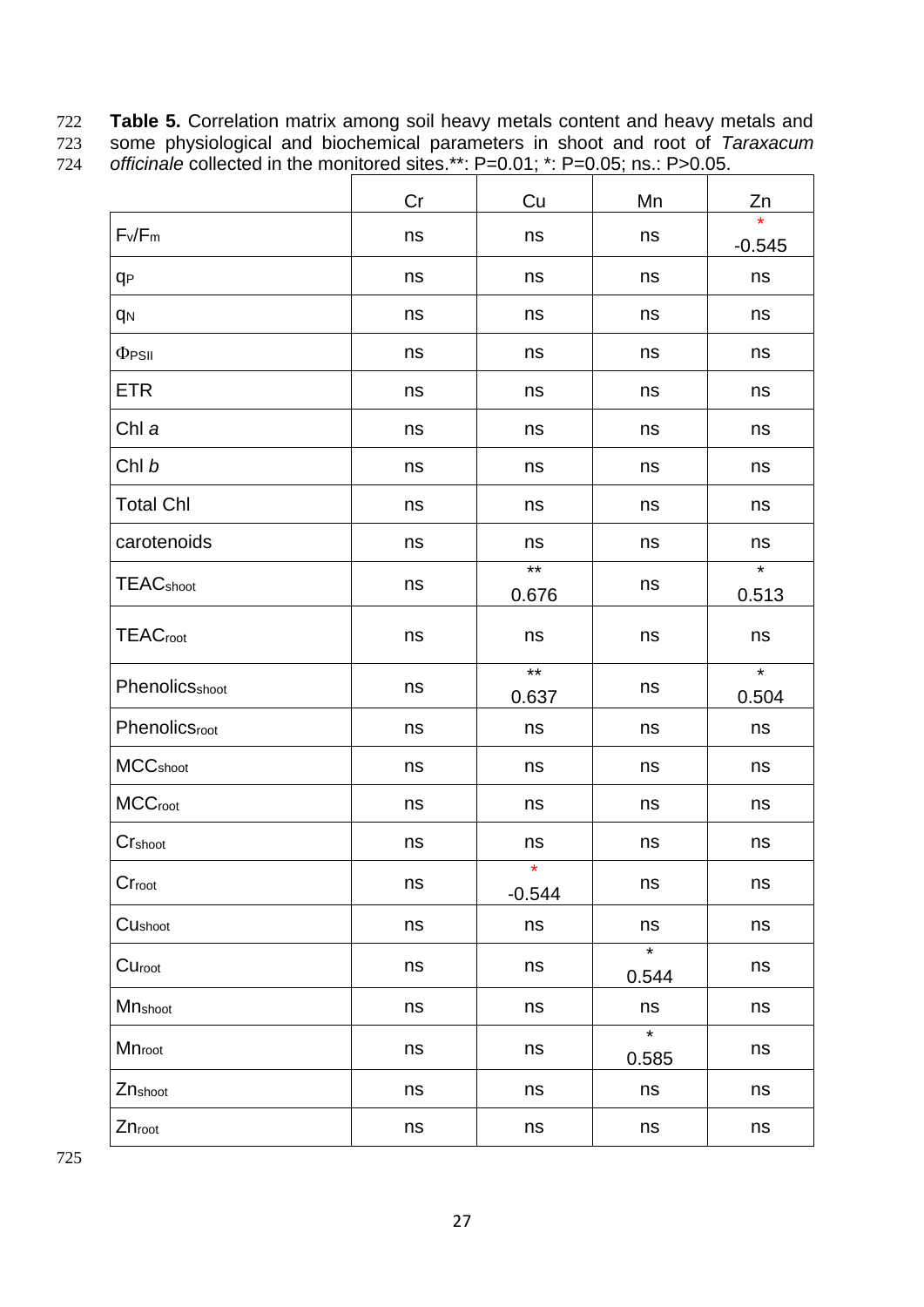**Table 5.** Correlation matrix among soil heavy metals content and heavy metals and some physiological and biochemical parameters in shoot and root of *Taraxacum officinale* collected in the monitored sites.**: P=0.01; *: P=0.05; ns.: P>0.05.

| | Cr | Cu | Mn | Zn |
|---|---|---|---|---|
| $F_v/F_m$ | ns | ns | ns | * -0.545 |
| $q_P$ | ns | ns | ns | ns |
| $q_N$ | ns | ns | ns | ns |
| $\Phi_{PSII}$ | ns | ns | ns | ns |
| ETR | ns | ns | ns | ns |
| Chl *a* | ns | ns | ns | ns |
| Chl *b* | ns | ns | ns | ns |
| Total Chl | ns | ns | ns | ns |
| carotenoids | ns | ns | ns | ns |
| $TEAC_{shoot}$ | ns | ** 0.676 | ns | * 0.513 |
| $TEAC_{root}$ | ns | ns | ns | ns |
| $Phenolics_{shoot}$ | ns | ** 0.637 | ns | * 0.504 |
| $Phenolics_{root}$ | ns | ns | ns | ns |
| $MCC_{shoot}$ | ns | ns | ns | ns |
| $MCC_{root}$ | ns | ns | ns | ns |
| $Cr_{shoot}$ | ns | ns | ns | ns |
| $Cr_{root}$ | ns | * -0.544 | ns | ns |
| $Cu_{shoot}$ | ns | ns | ns | ns |
| $Cu_{root}$ | ns | ns | * 0.544 | ns |
| $Mn_{shoot}$ | ns | ns | ns | ns |
| $Mn_{root}$ | ns | ns | * 0.585 | ns |
| $Zn_{shoot}$ | ns | ns | ns | ns |
| $Zn_{root}$ | ns | ns | ns | ns |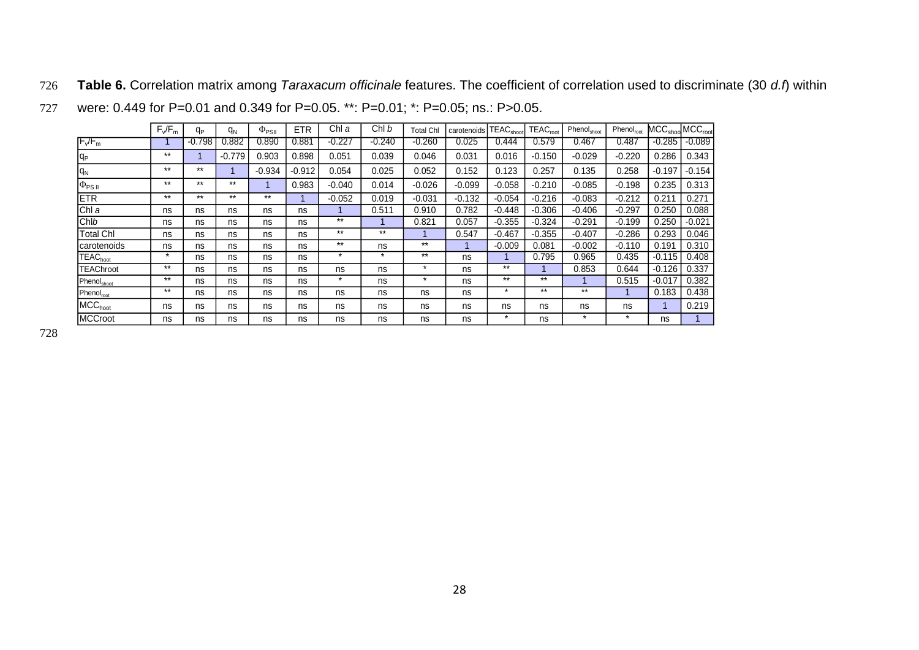**Table 6.** Correlation matrix among *Taraxacum officinale* features. The coefficient of correlation used to discriminate (30 *d.f*) within were: 0.449 for P=0.01 and 0.349 for P=0.05. **: P=0.01; *: P=0.05; ns.: P>0.05.

| | $F_v/F_m$ | $q_P$ | $q_N$ | $\Phi_{PSII}$ | ETR | Chl *a* | Chl *b* | Total Chl | carotenoids | $TEAC_{shoot}$ | $TEAC_{root}$ | $Phenol_{shoot}$ | $Phenol_{root}$ | $MCC_{shoot}$ | $MCC_{root}$ |
|---|---|---|---|---|---|---|---|---|---|---|---|---|---|---|---|
| $F_v/F_m$ | 1 | -0.798 | 0.882 | 0.890 | 0.881 | -0.227 | -0.240 | -0.260 | 0.025 | 0.444 | 0.579 | 0.467 | 0.487 | -0.285 | -0.089 |
| $q_P$ | ** | 1 | -0.779 | 0.903 | 0.898 | 0.051 | 0.039 | 0.046 | 0.031 | 0.016 | -0.150 | -0.029 | -0.220 | 0.286 | 0.343 |
| $q_N$ | ** | ** | 1 | -0.934 | -0.912 | 0.054 | 0.025 | 0.052 | 0.152 | 0.123 | 0.257 | 0.135 | 0.258 | -0.197 | -0.154 |
| $\Phi_{PS\,II}$ | ** | ** | ** | 1 | 0.983 | -0.040 | 0.014 | -0.026 | -0.099 | -0.058 | -0.210 | -0.085 | -0.198 | 0.235 | 0.313 |
| ETR | ** | ** | ** | ** | 1 | -0.052 | 0.019 | -0.031 | -0.132 | -0.054 | -0.216 | -0.083 | -0.212 | 0.211 | 0.271 |
| Chl *a* | ns | ns | ns | ns | ns | 1 | 0.511 | 0.910 | 0.782 | -0.448 | -0.306 | -0.406 | -0.297 | 0.250 | 0.088 |
| Chl*b* | ns | ns | ns | ns | ns | ** | 1 | 0.821 | 0.057 | -0.355 | -0.324 | -0.291 | -0.199 | 0.250 | -0.021 |
| Total Chl | ns | ns | ns | ns | ns | ** | ** | 1 | 0.547 | -0.467 | -0.355 | -0.407 | -0.286 | 0.293 | 0.046 |
| carotenoids | ns | ns | ns | ns | ns | ** | ns | ** | 1 | -0.009 | 0.081 | -0.002 | -0.110 | 0.191 | 0.310 |
| $TEAC_{hoot}$ | * | ns | ns | ns | ns | * | * | ** | ns | 1 | 0.795 | 0.965 | 0.435 | -0.115 | 0.408 |
| TEACHroot | ** | ns | ns | ns | ns | ns | ns | * | ns | ** | 1 | 0.853 | 0.644 | -0.126 | 0.337 |
| $Phenol_{shoot}$ | ** | ns | ns | ns | ns | * | ns | * | ns | ** | ** | 1 | 0.515 | -0.017 | 0.382 |
| $Phenol_{root}$ | ** | ns | ns | ns | ns | ns | ns | ns | ns | * | ** | ** | 1 | 0.183 | 0.438 |
| $MCC_{hoot}$ | ns | ns | ns | ns | ns | ns | ns | ns | ns | ns | ns | ns | ns | 1 | 0.219 |
| MCCroot | ns | ns | ns | ns | ns | ns | ns | ns | ns | * | ns | * | * | ns | 1 |